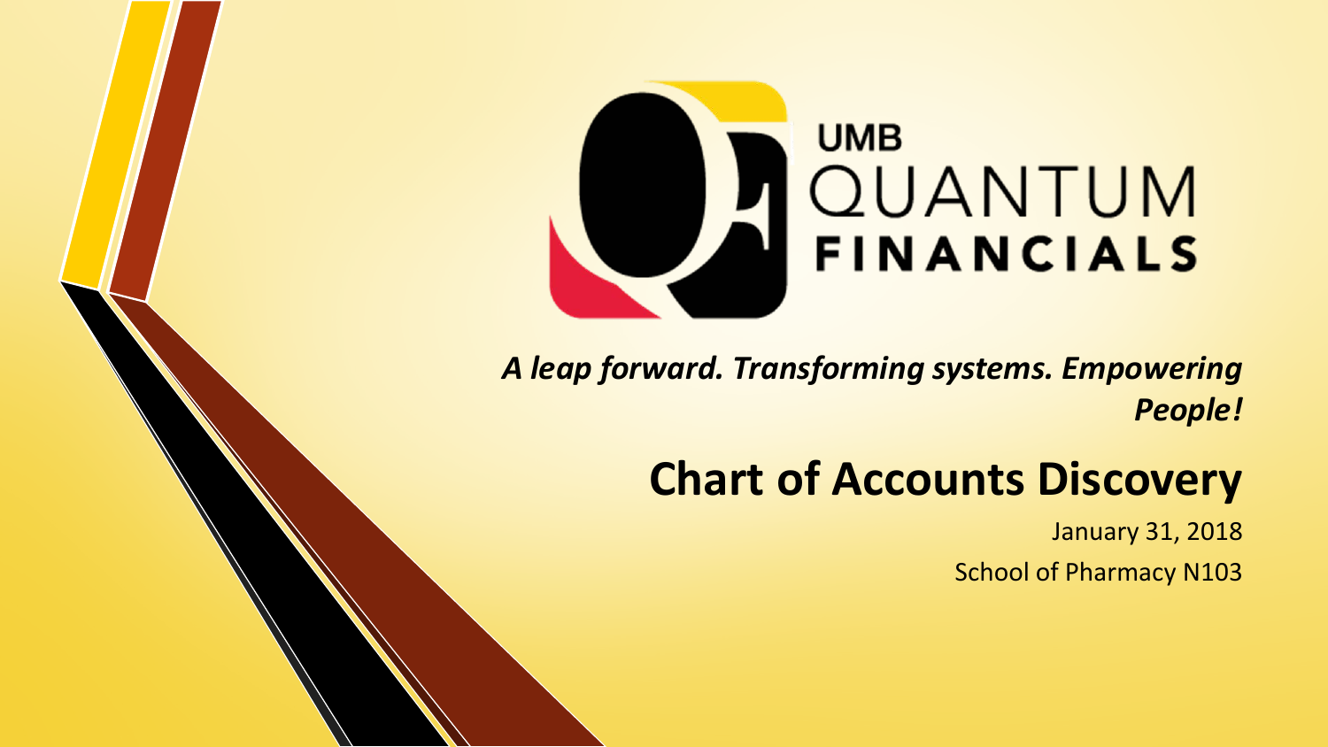UMB QUANTUM FINANCIALS

*A leap forward. Transforming systems. Empowering People!*

# Chart of Accounts Discovery

January 31, 2018

School of Pharmacy N103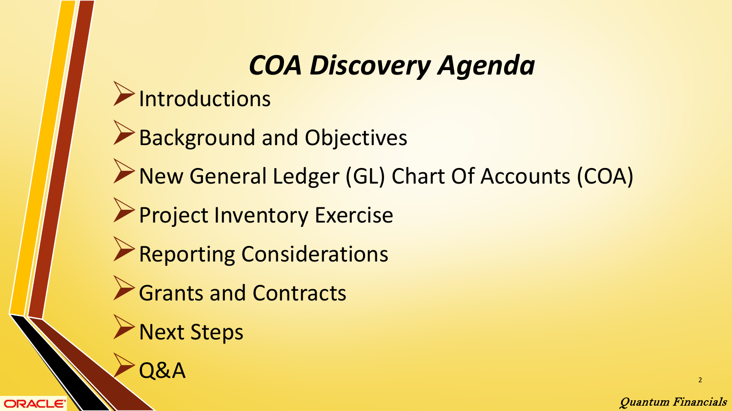# *COA Discovery Agenda*

- Introductions
- Background and Objectives
- New General Ledger (GL) Chart Of Accounts (COA)
- Project Inventory Exercise
- Reporting Considerations
- Grants and Contracts
- Next Steps
- Q&A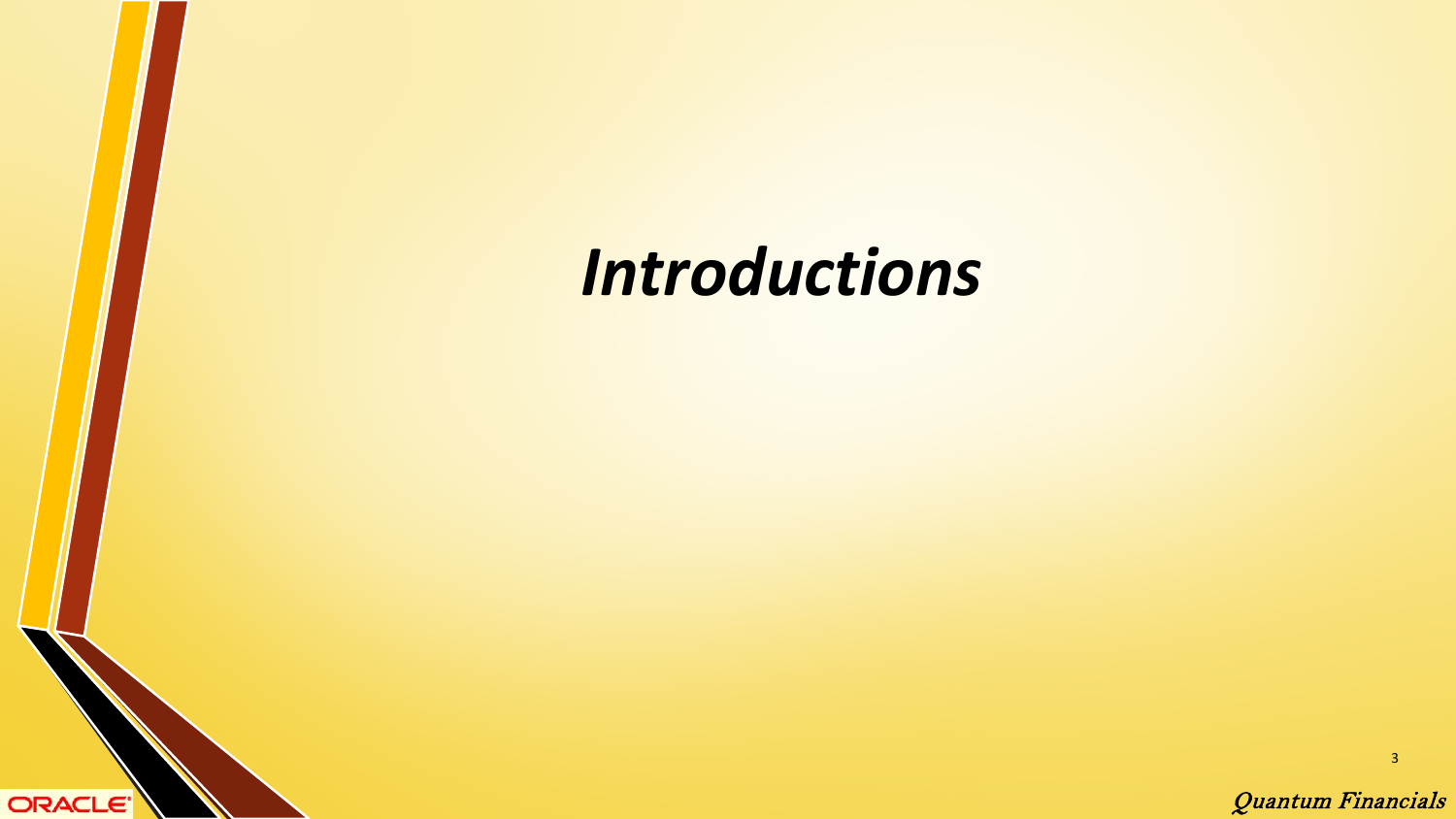# *Introductions*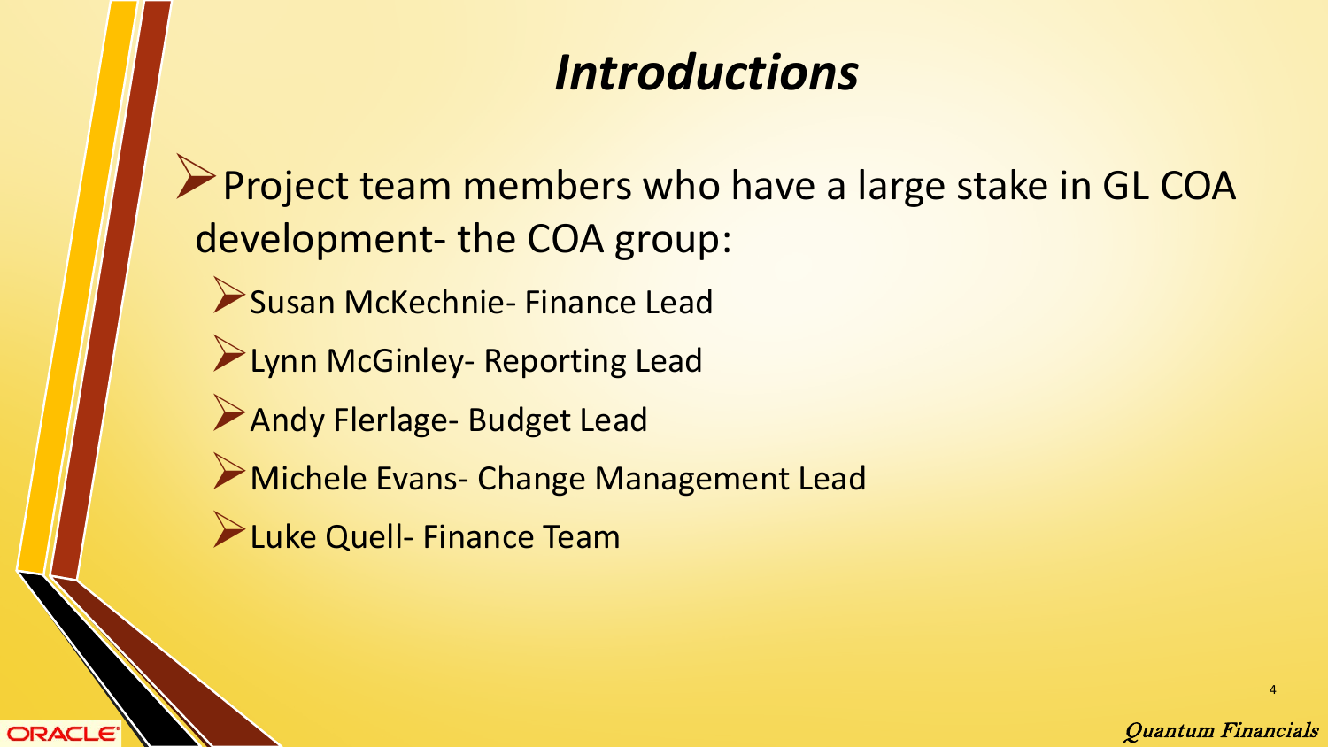# *Introductions*

- Project team members who have a large stake in GL COA development- the COA group:
  - Susan McKechnie- Finance Lead
  - Lynn McGinley- Reporting Lead
  - Andy Flerlage- Budget Lead
  - Michele Evans- Change Management Lead
  - Luke Quell- Finance Team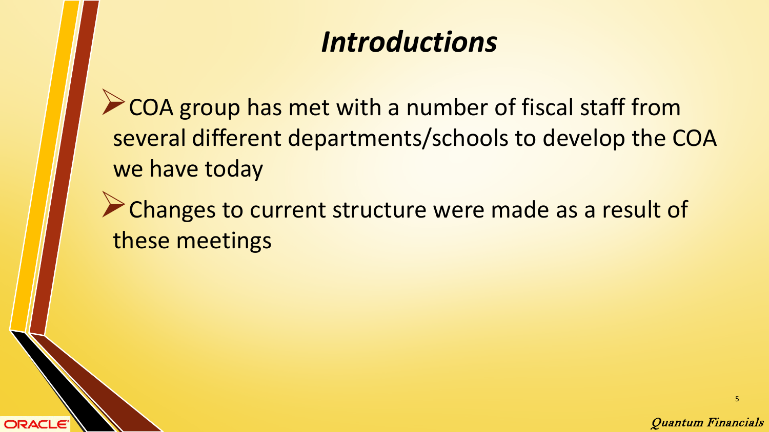# *Introductions*

- COA group has met with a number of fiscal staff from several different departments/schools to develop the COA we have today
- Changes to current structure were made as a result of these meetings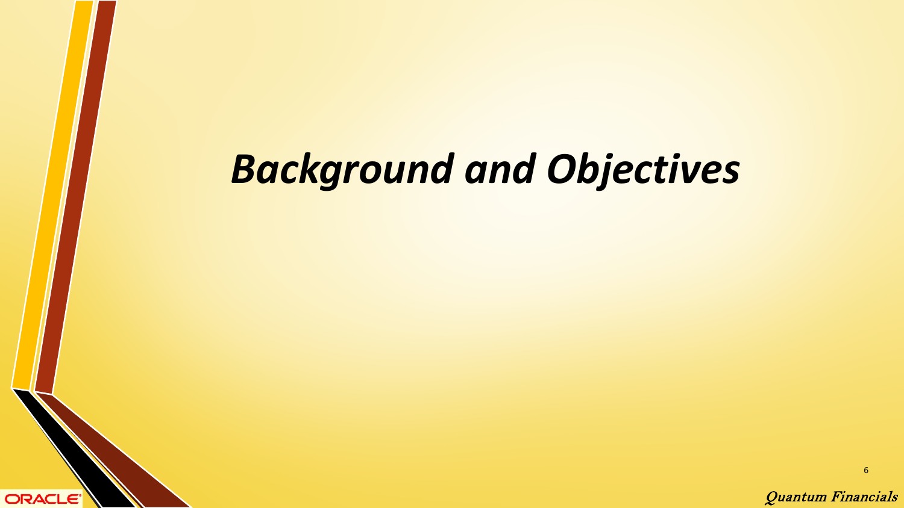# *Background and Objectives*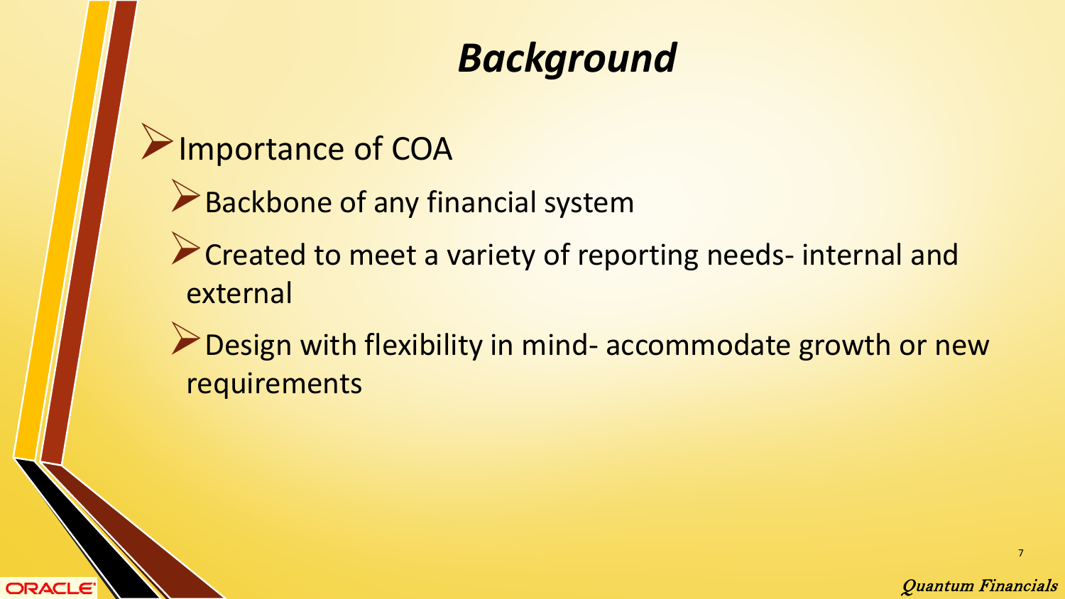# Background

- Importance of COA
  - Backbone of any financial system
  - Created to meet a variety of reporting needs- internal and external
  - Design with flexibility in mind- accommodate growth or new requirements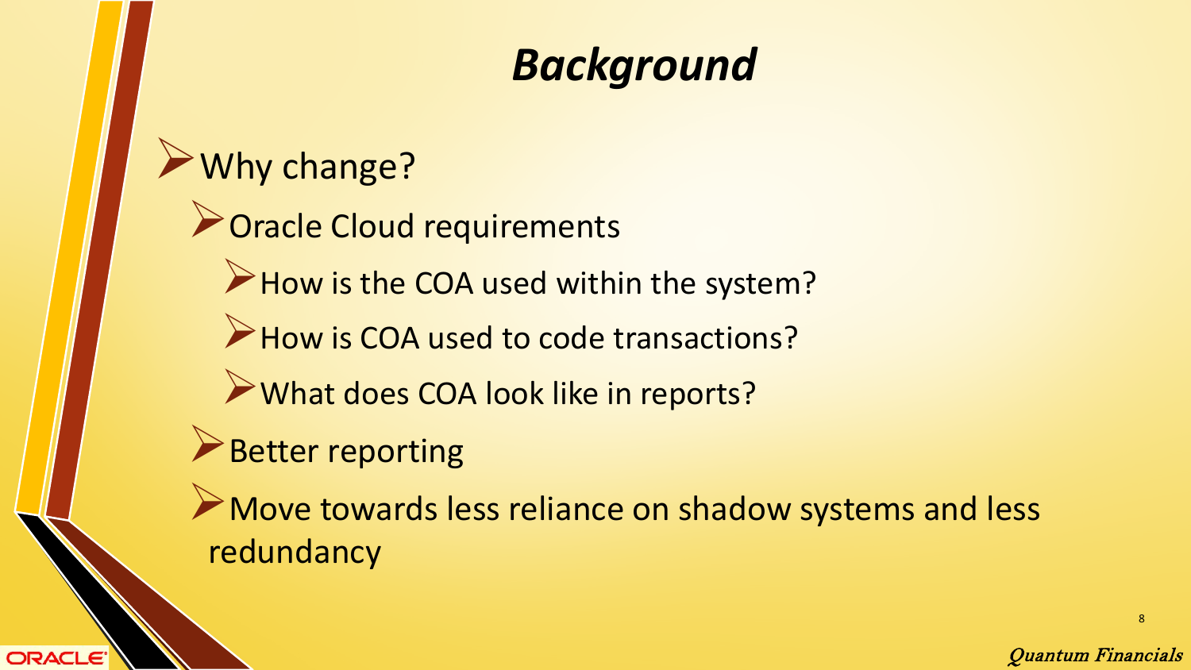# *Background*

- Why change?
  - Oracle Cloud requirements
    - How is the COA used within the system?
    - How is COA used to code transactions?
    - What does COA look like in reports?
  - Better reporting
  - Move towards less reliance on shadow systems and less redundancy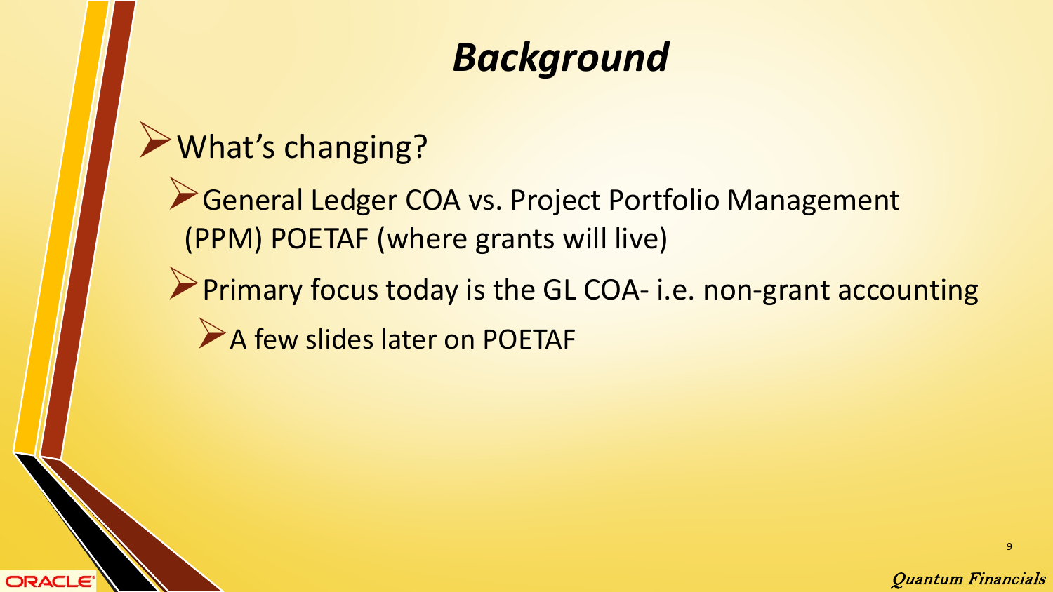# Background

- What's changing?
  - General Ledger COA vs. Project Portfolio Management (PPM) POETAF (where grants will live)
  - Primary focus today is the GL COA- i.e. non-grant accounting
    - A few slides later on POETAF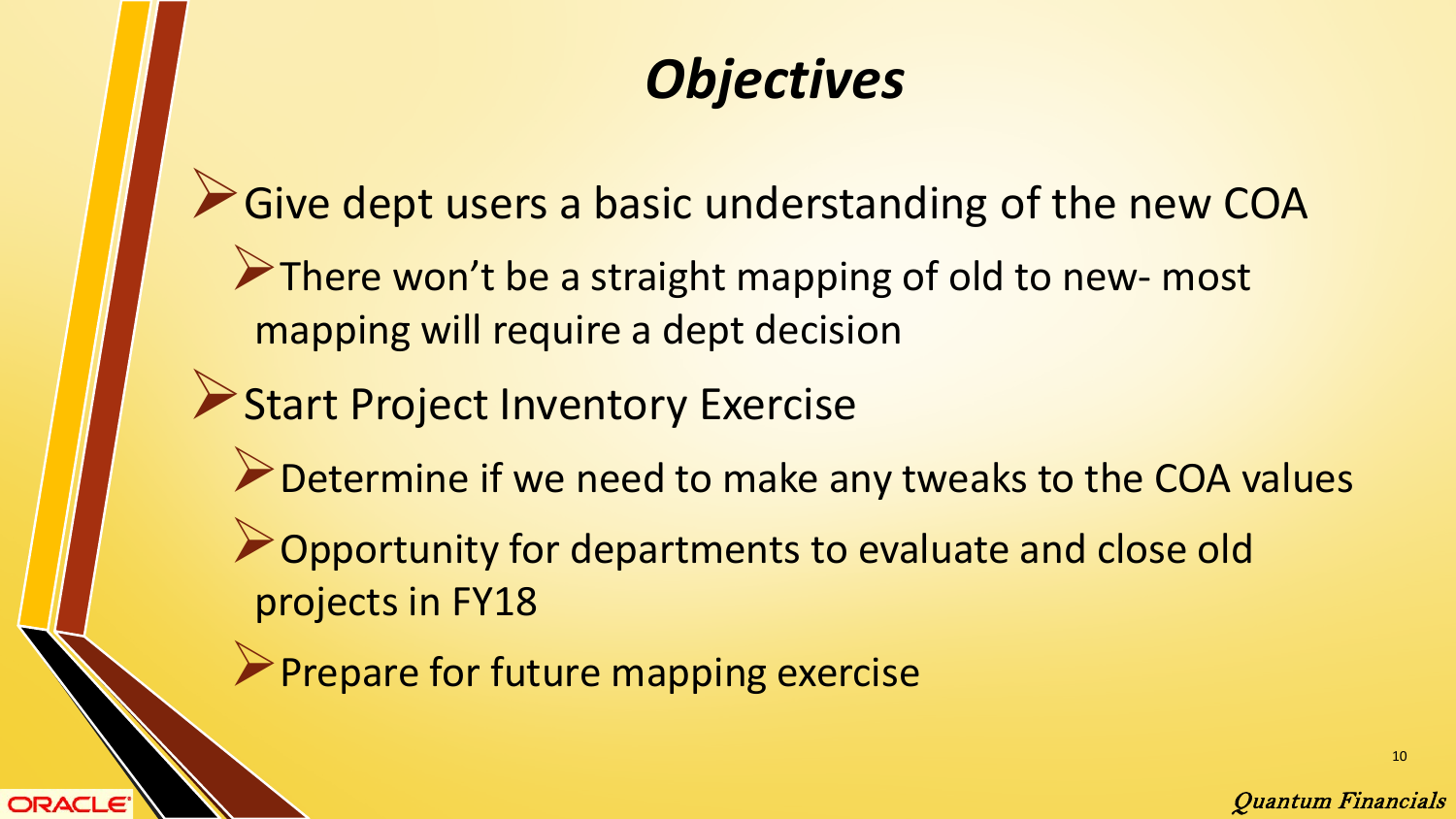# *Objectives*

- Give dept users a basic understanding of the new COA
  - There won't be a straight mapping of old to new- most mapping will require a dept decision
- Start Project Inventory Exercise
  - Determine if we need to make any tweaks to the COA values
  - Opportunity for departments to evaluate and close old projects in FY18
  - Prepare for future mapping exercise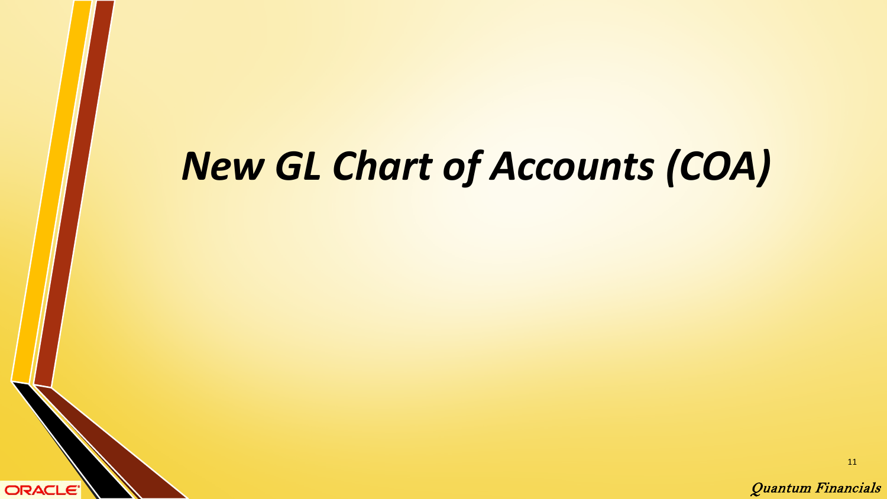# *New GL Chart of Accounts (COA)*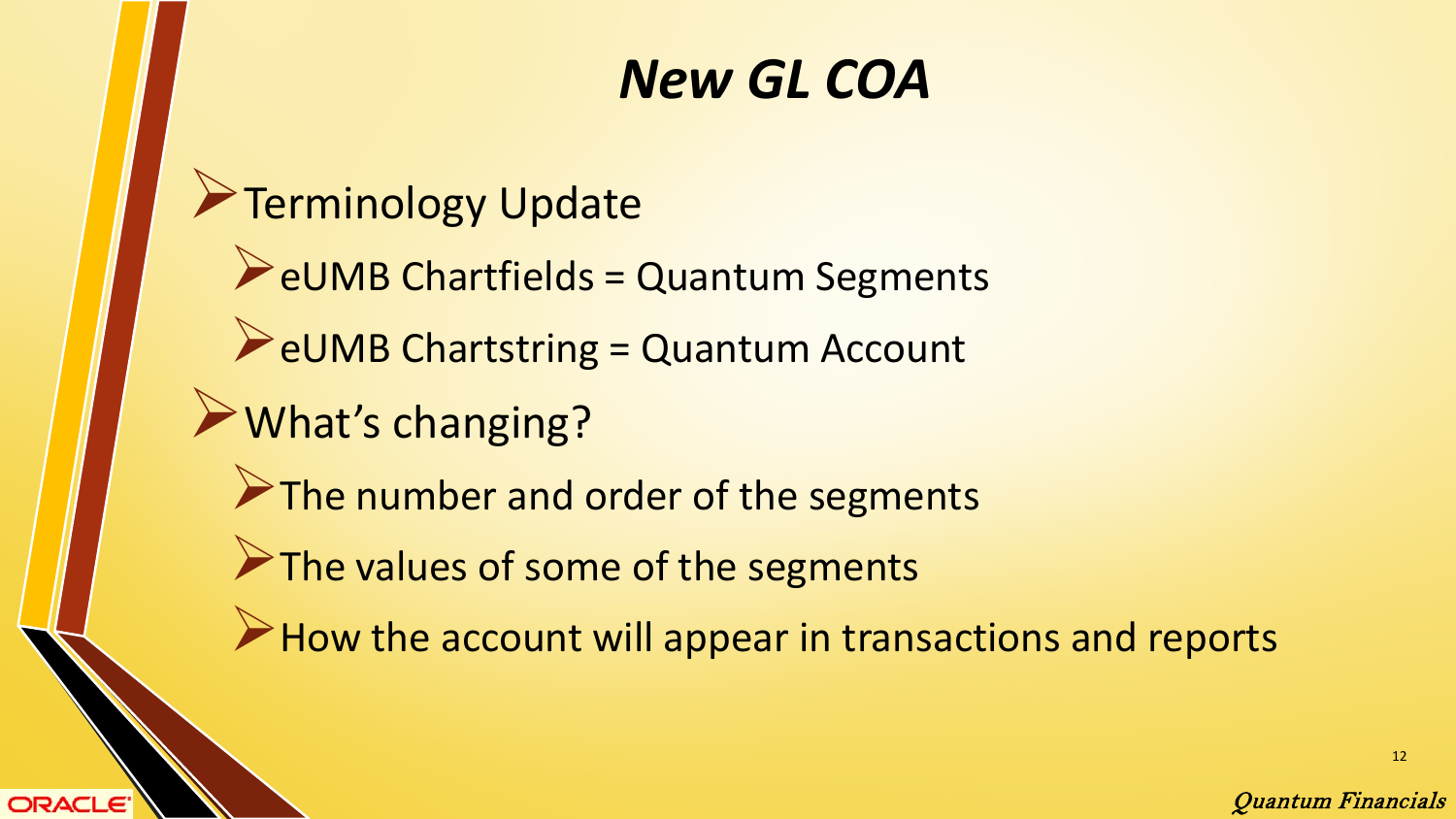# *New GL COA*

- Terminology Update
  - eUMB Chartfields = Quantum Segments
  - eUMB Chartstring = Quantum Account
- What's changing?
  - The number and order of the segments
  - The values of some of the segments
  - How the account will appear in transactions and reports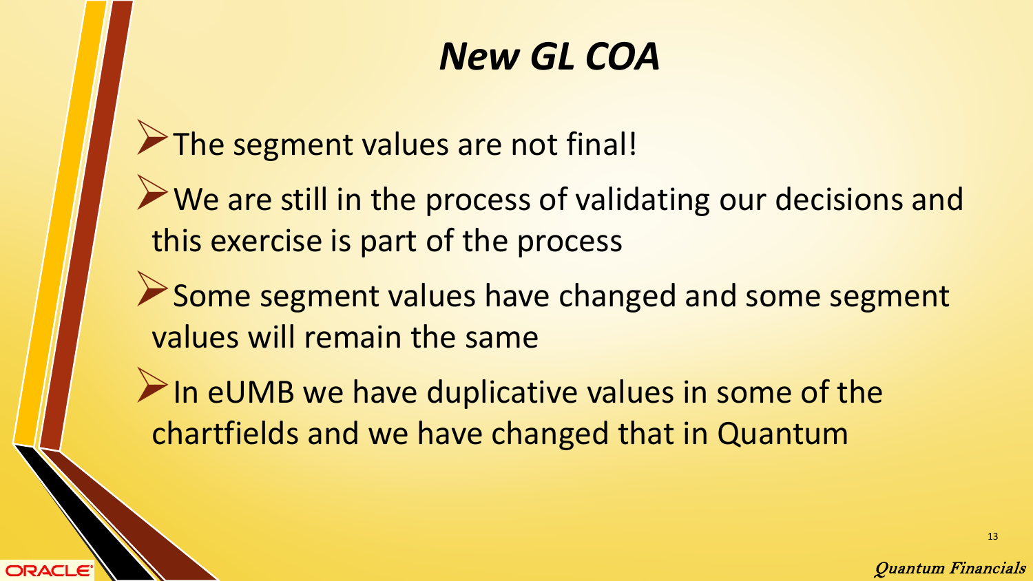# *New GL COA*

- The segment values are not final!
- We are still in the process of validating our decisions and this exercise is part of the process
- Some segment values have changed and some segment values will remain the same
- In eUMB we have duplicative values in some of the chartfields and we have changed that in Quantum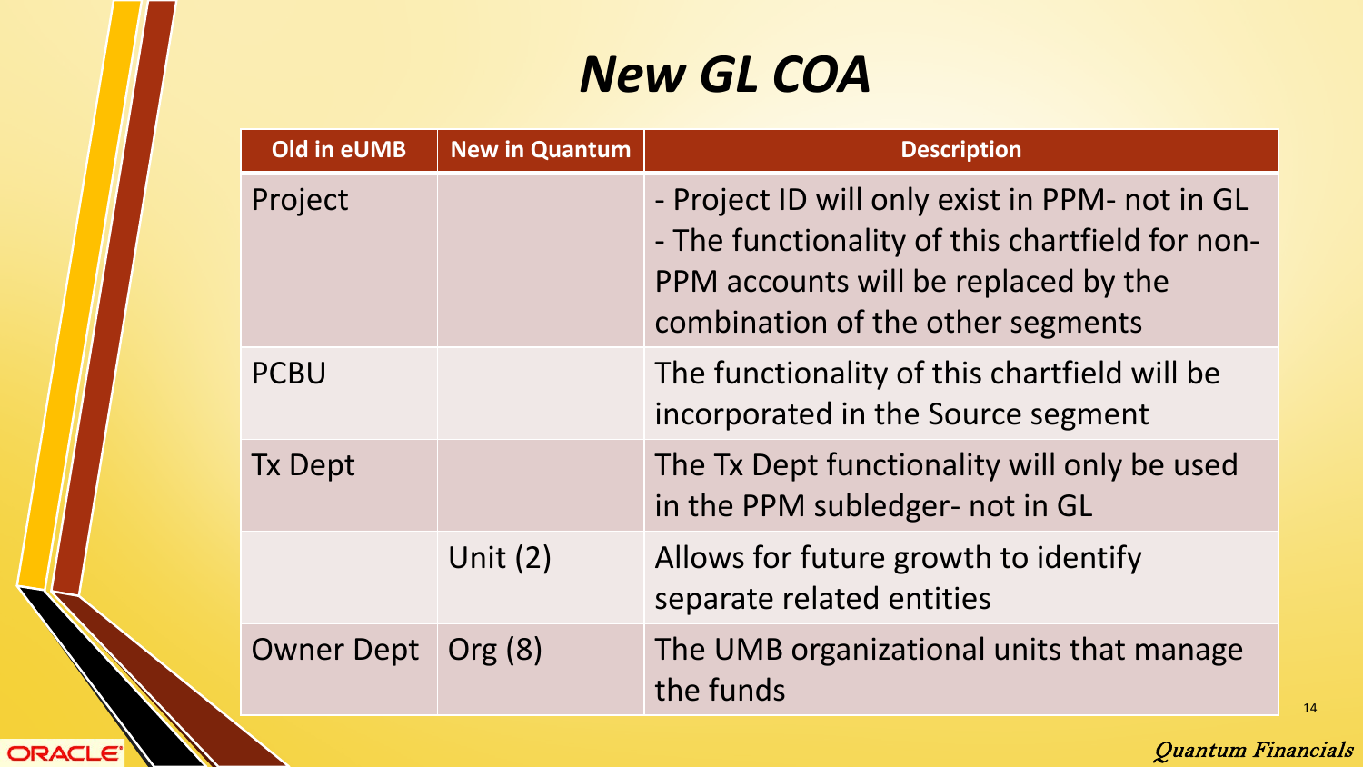# New GL COA

| Old in eUMB | New in Quantum | Description |
|---|---|---|
| Project | | - Project ID will only exist in PPM- not in GL<br>- The functionality of this chartfield for non-PPM accounts will be replaced by the combination of the other segments |
| PCBU | | The functionality of this chartfield will be incorporated in the Source segment |
| Tx Dept | | The Tx Dept functionality will only be used in the PPM subledger- not in GL |
| | Unit (2) | Allows for future growth to identify separate related entities |
| Owner Dept | Org (8) | The UMB organizational units that manage the funds |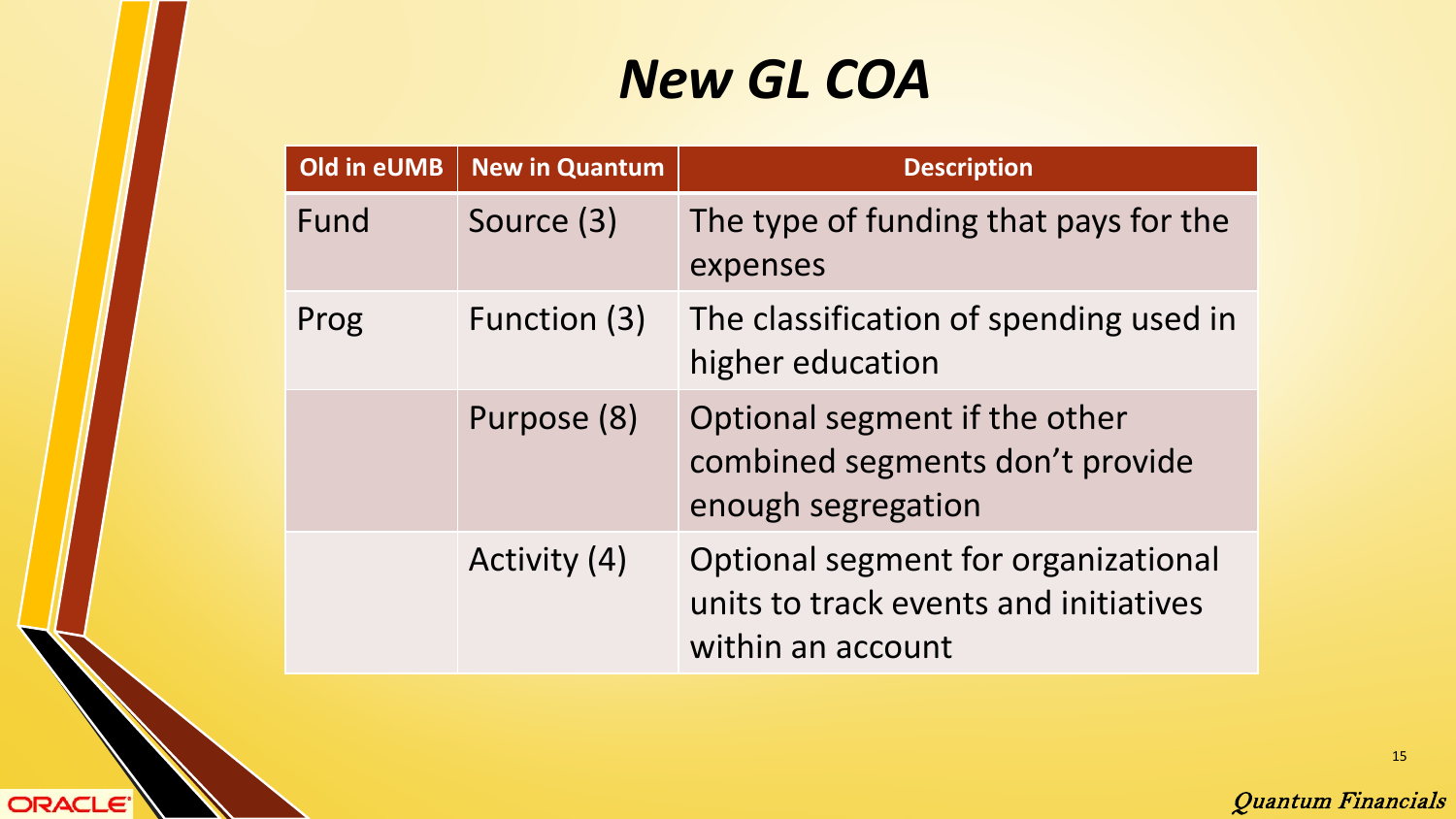# New GL COA

| Old in eUMB | New in Quantum | Description |
| --- | --- | --- |
| Fund | Source (3) | The type of funding that pays for the expenses |
| Prog | Function (3) | The classification of spending used in higher education |
| | Purpose (8) | Optional segment if the other combined segments don't provide enough segregation |
| | Activity (4) | Optional segment for organizational units to track events and initiatives within an account |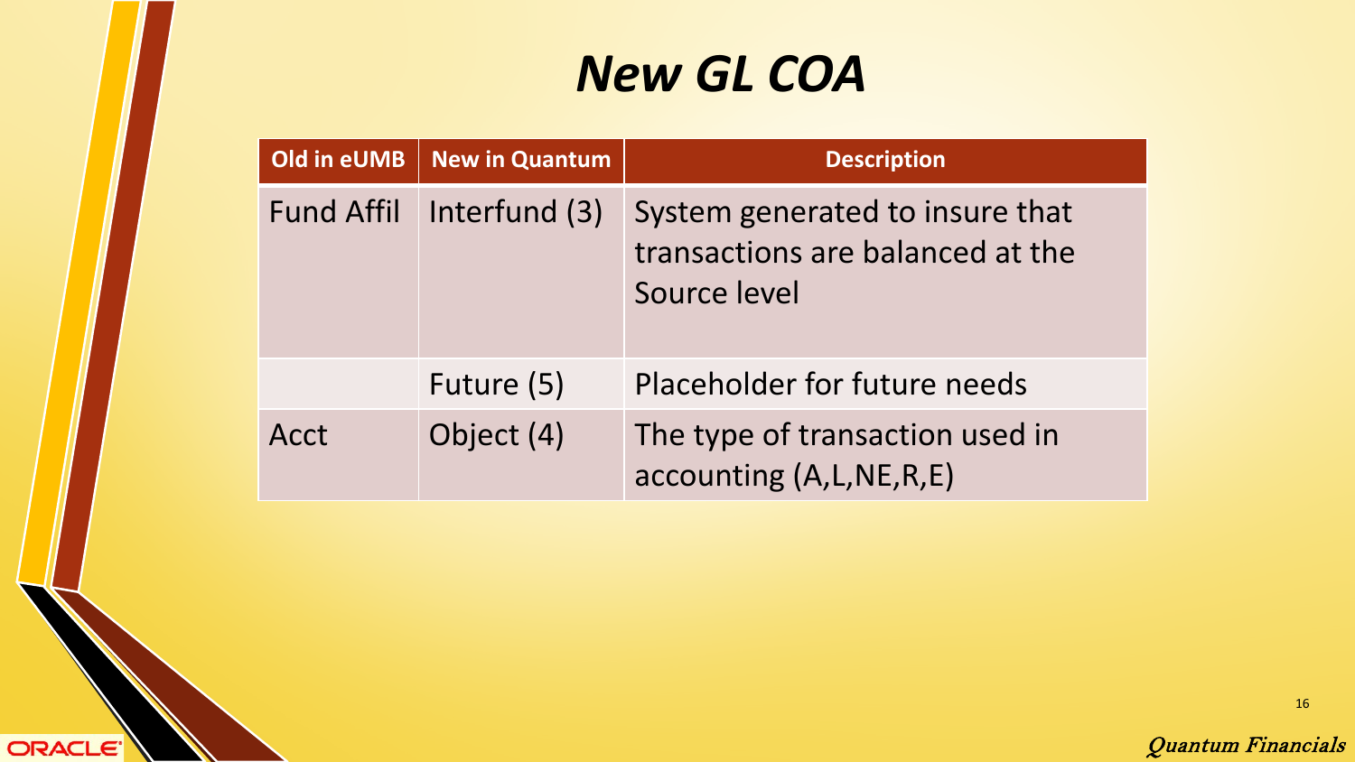# *New GL COA*

| Old in eUMB | New in Quantum | Description |
|---|---|---|
| Fund Affil | Interfund (3) | System generated to insure that transactions are balanced at the Source level |
| | Future (5) | Placeholder for future needs |
| Acct | Object (4) | The type of transaction used in accounting (A,L,NE,R,E) |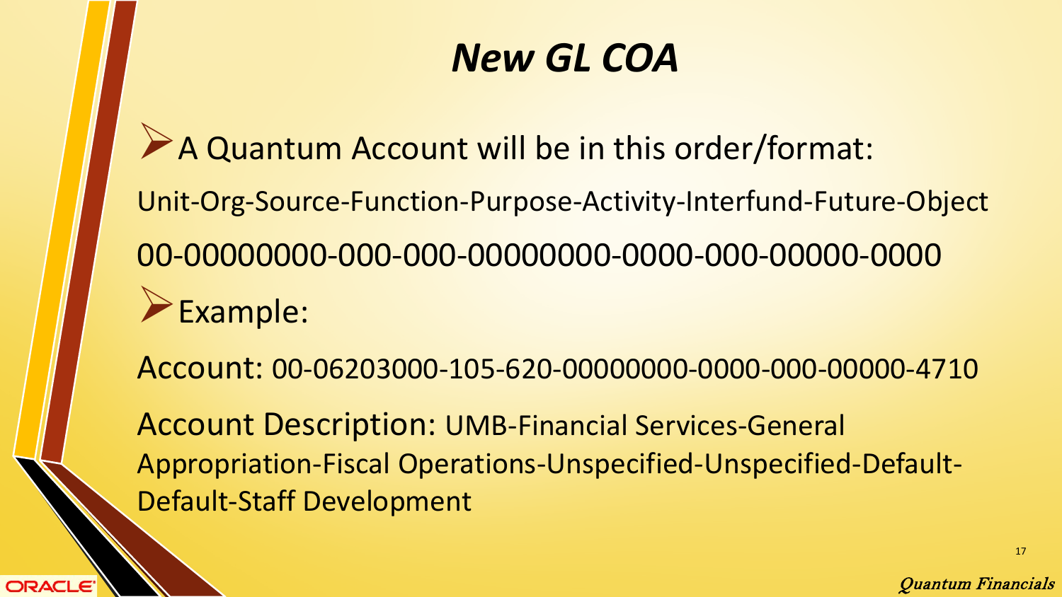# New GL COA

- A Quantum Account will be in this order/format:

Unit-Org-Source-Function-Purpose-Activity-Interfund-Future-Object

00-00000000-000-000-00000000-0000-000-00000-0000

- Example:

Account: 00-06203000-105-620-00000000-0000-000-00000-4710

Account Description: UMB-Financial Services-General Appropriation-Fiscal Operations-Unspecified-Unspecified-Default-Default-Staff Development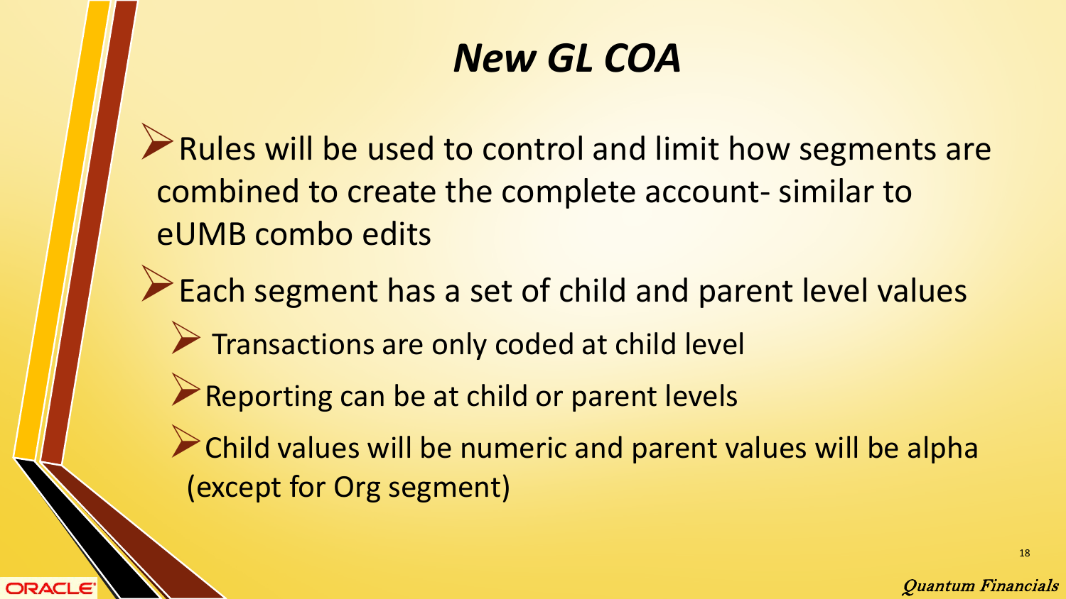# *New GL COA*

- Rules will be used to control and limit how segments are combined to create the complete account- similar to eUMB combo edits
- Each segment has a set of child and parent level values
  - Transactions are only coded at child level
  - Reporting can be at child or parent levels
  - Child values will be numeric and parent values will be alpha (except for Org segment)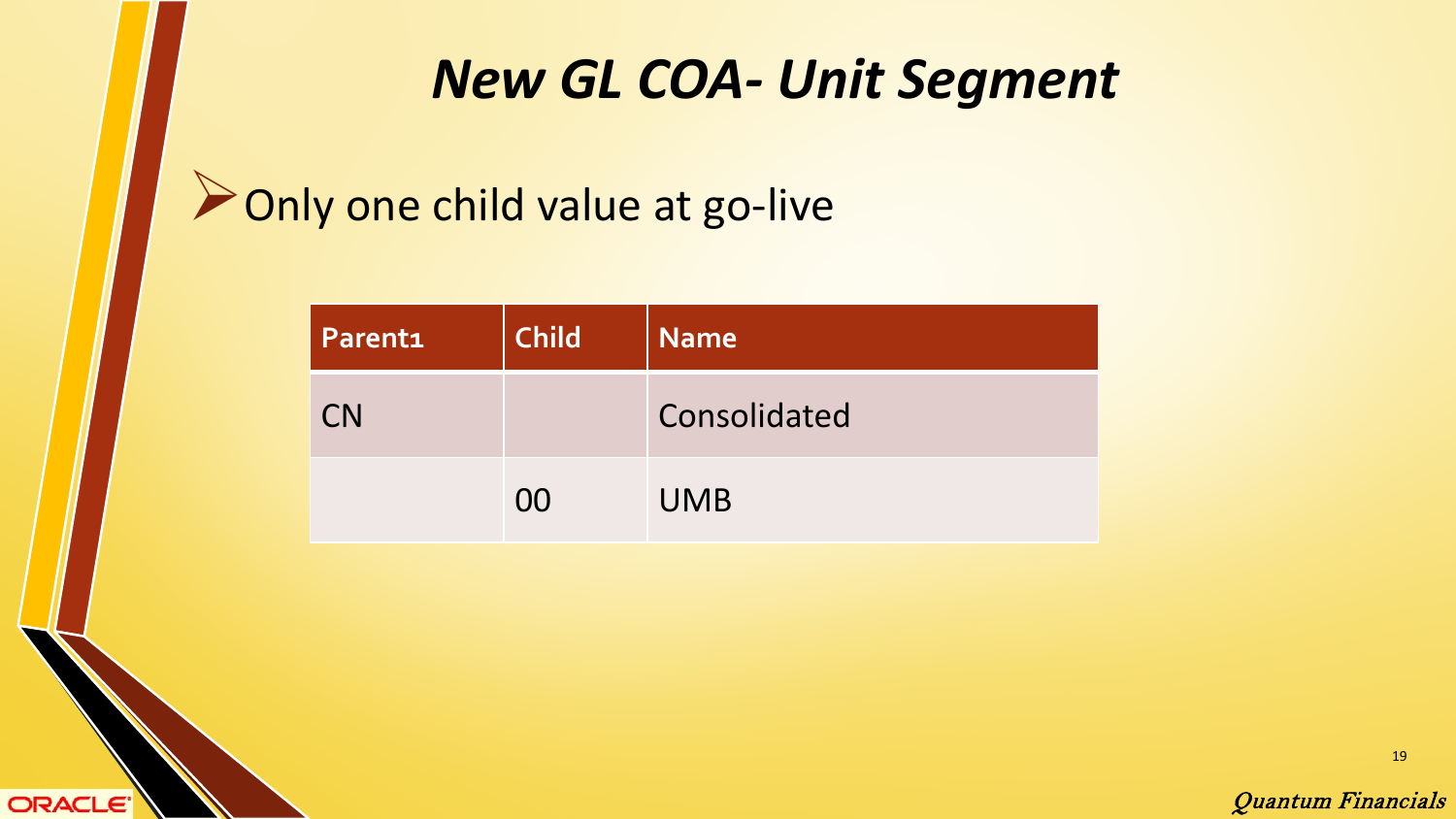# New GL COA- Unit Segment

- Only one child value at go-live

| Parent1 | Child | Name |
|---|---|---|
| CN | | Consolidated |
| | 00 | UMB |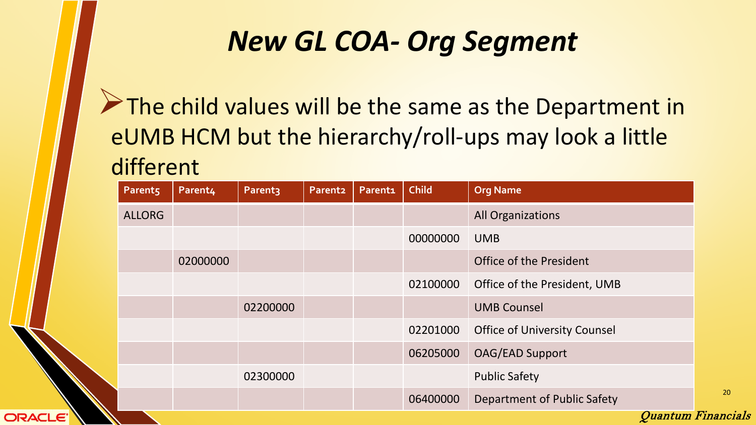# New GL COA- Org Segment

- The child values will be the same as the Department in eUMB HCM but the hierarchy/roll-ups may look a little different

| Parent5 | Parent4 | Parent3 | Parent2 | Parent1 | Child | Org Name |
|---|---|---|---|---|---|---|
| ALLORG | | | | | | All Organizations |
| | | | | | 00000000 | UMB |
| | 02000000 | | | | | Office of the President |
| | | | | | 02100000 | Office of the President, UMB |
| | | 02200000 | | | | UMB Counsel |
| | | | | | 02201000 | Office of University Counsel |
| | | | | | 06205000 | OAG/EAD Support |
| | | 02300000 | | | | Public Safety |
| | | | | | 06400000 | Department of Public Safety |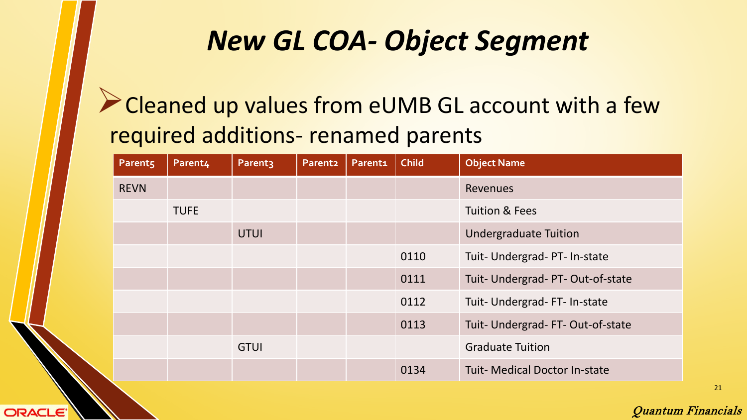# New GL COA- Object Segment

- Cleaned up values from eUMB GL account with a few required additions- renamed parents

| Parent5 | Parent4 | Parent3 | Parent2 | Parent1 | Child | Object Name |
|---|---|---|---|---|---|---|
| REVN | | | | | | Revenues |
| | TUFE | | | | | Tuition & Fees |
| | | UTUI | | | | Undergraduate Tuition |
| | | | | | 0110 | Tuit- Undergrad- PT- In-state |
| | | | | | 0111 | Tuit- Undergrad- PT- Out-of-state |
| | | | | | 0112 | Tuit- Undergrad- FT- In-state |
| | | | | | 0113 | Tuit- Undergrad- FT- Out-of-state |
| | | GTUI | | | | Graduate Tuition |
| | | | | | 0134 | Tuit- Medical Doctor In-state |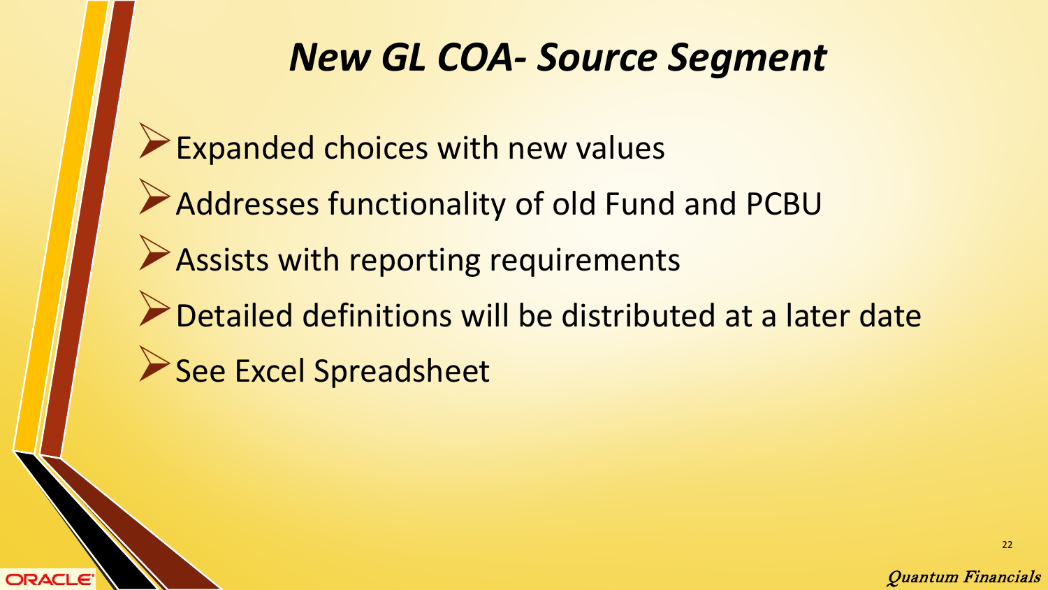# *New GL COA- Source Segment*

- Expanded choices with new values
- Addresses functionality of old Fund and PCBU
- Assists with reporting requirements
- Detailed definitions will be distributed at a later date
- See Excel Spreadsheet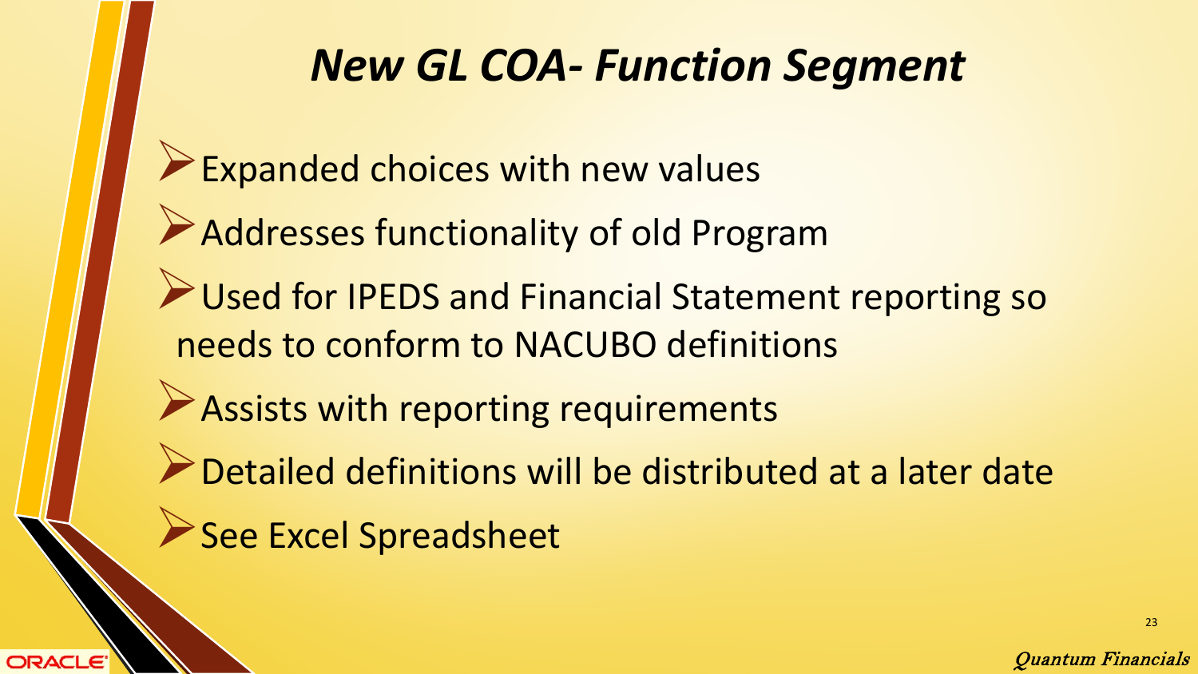# *New GL COA- Function Segment*

- Expanded choices with new values
- Addresses functionality of old Program
- Used for IPEDS and Financial Statement reporting so needs to conform to NACUBO definitions
- Assists with reporting requirements
- Detailed definitions will be distributed at a later date
- See Excel Spreadsheet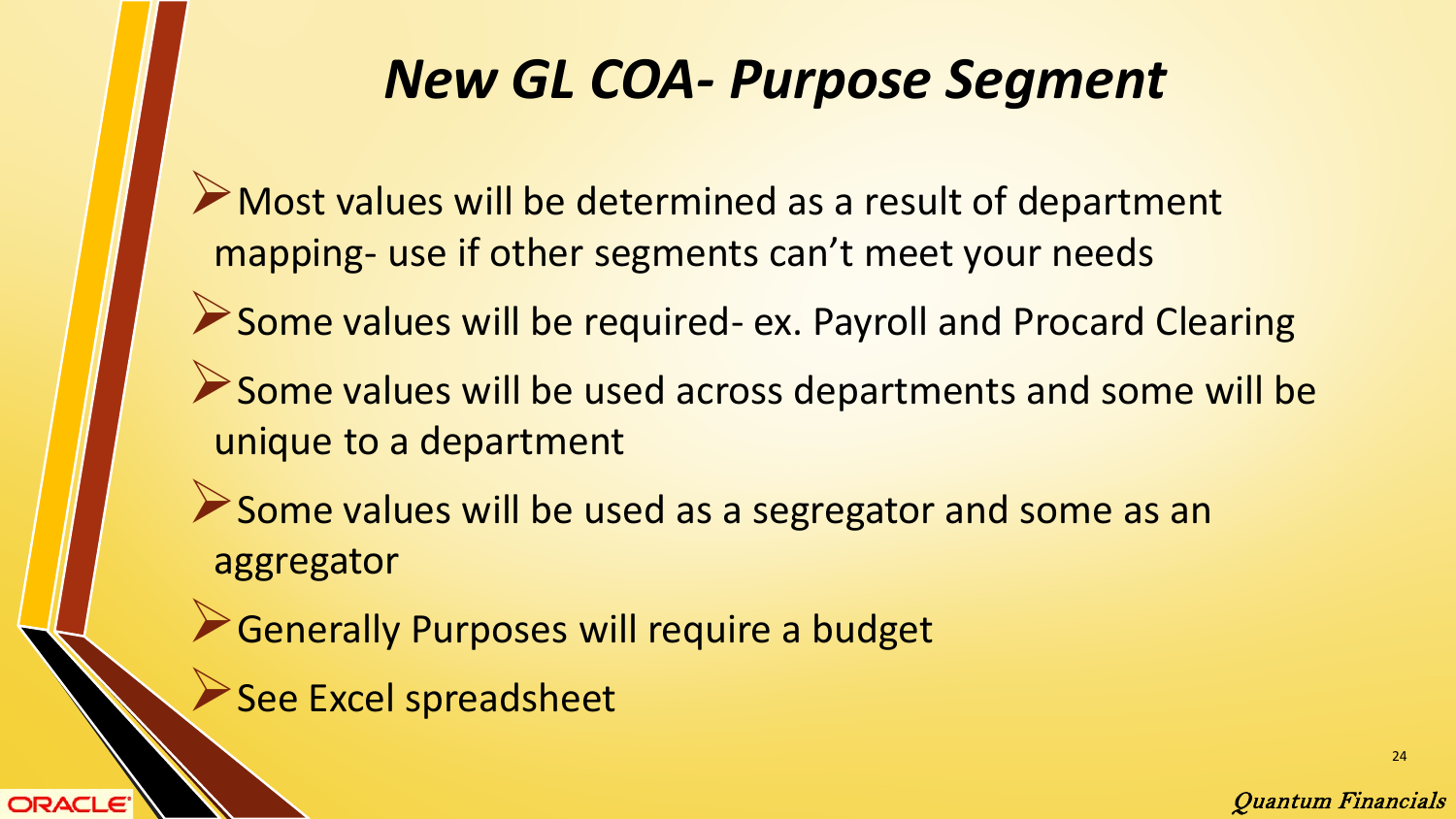# *New GL COA- Purpose Segment*

- Most values will be determined as a result of department mapping- use if other segments can't meet your needs
- Some values will be required- ex. Payroll and Procard Clearing
- Some values will be used across departments and some will be unique to a department
- Some values will be used as a segregator and some as an aggregator
- Generally Purposes will require a budget
- See Excel spreadsheet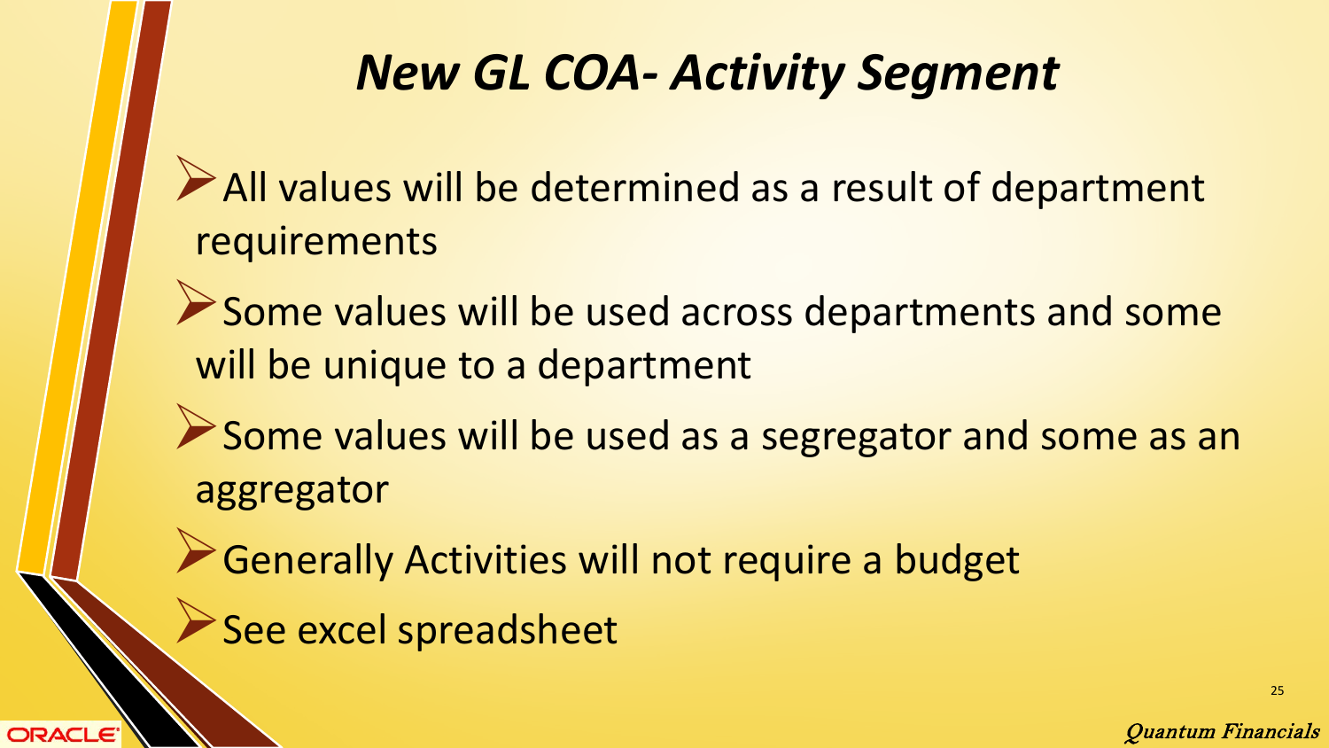# *New GL COA- Activity Segment*

- All values will be determined as a result of department requirements
- Some values will be used across departments and some will be unique to a department
- Some values will be used as a segregator and some as an aggregator
- Generally Activities will not require a budget
- See excel spreadsheet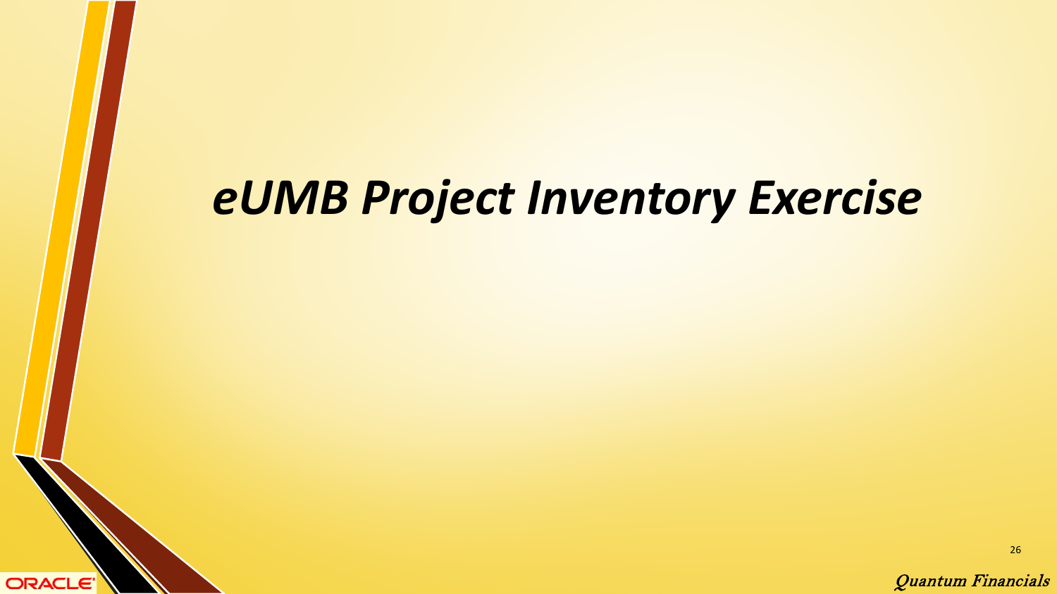# *eUMB Project Inventory Exercise*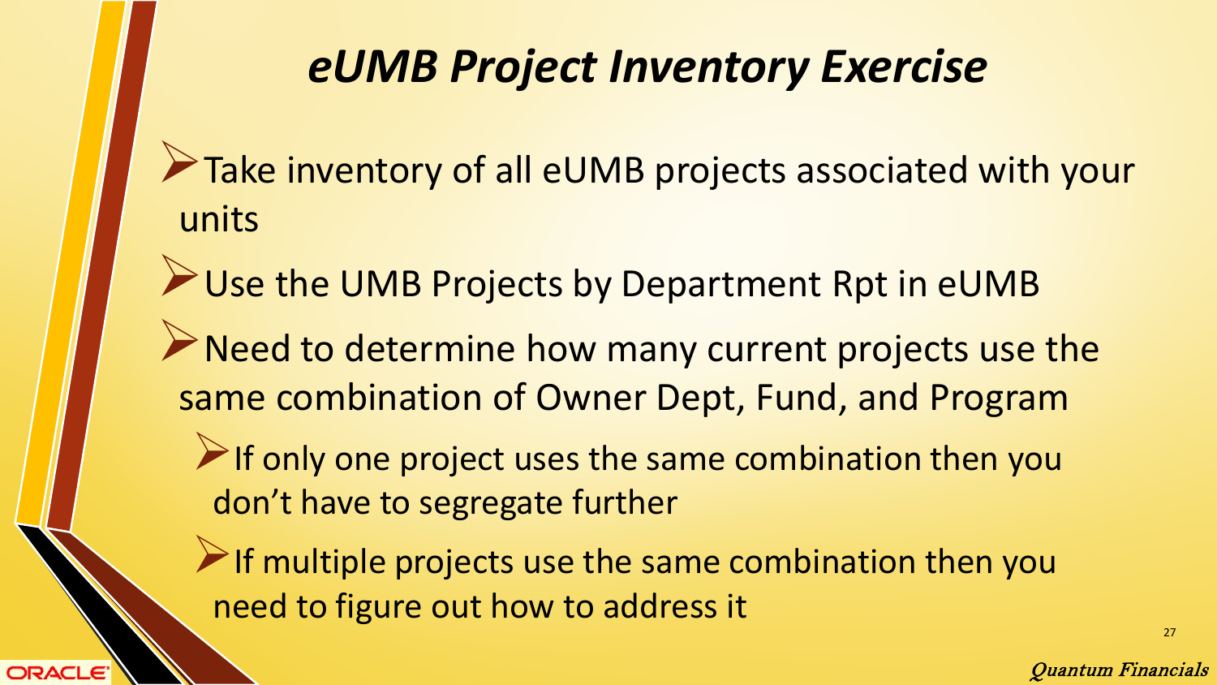# *eUMB Project Inventory Exercise*

- Take inventory of all eUMB projects associated with your units
- Use the UMB Projects by Department Rpt in eUMB
- Need to determine how many current projects use the same combination of Owner Dept, Fund, and Program
  - If only one project uses the same combination then you don't have to segregate further
  - If multiple projects use the same combination then you need to figure out how to address it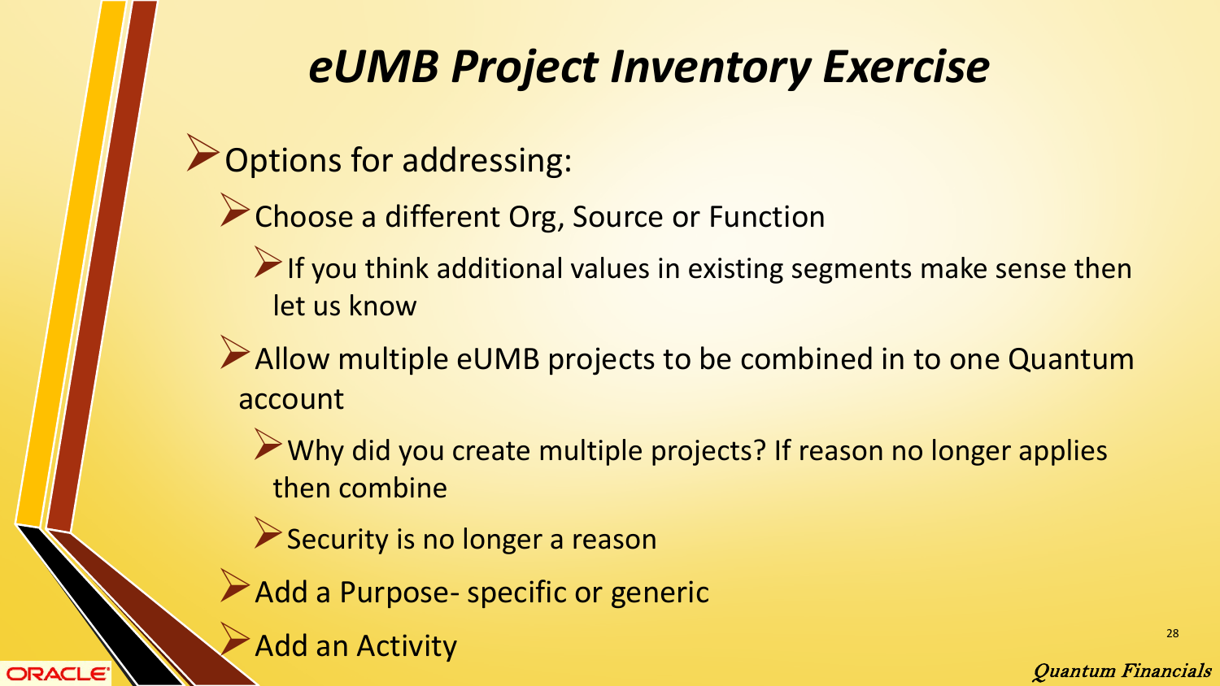# eUMB Project Inventory Exercise

- Options for addressing:
  - Choose a different Org, Source or Function
    - If you think additional values in existing segments make sense then let us know
  - Allow multiple eUMB projects to be combined in to one Quantum account
    - Why did you create multiple projects? If reason no longer applies then combine
    - Security is no longer a reason
  - Add a Purpose- specific or generic
  - Add an Activity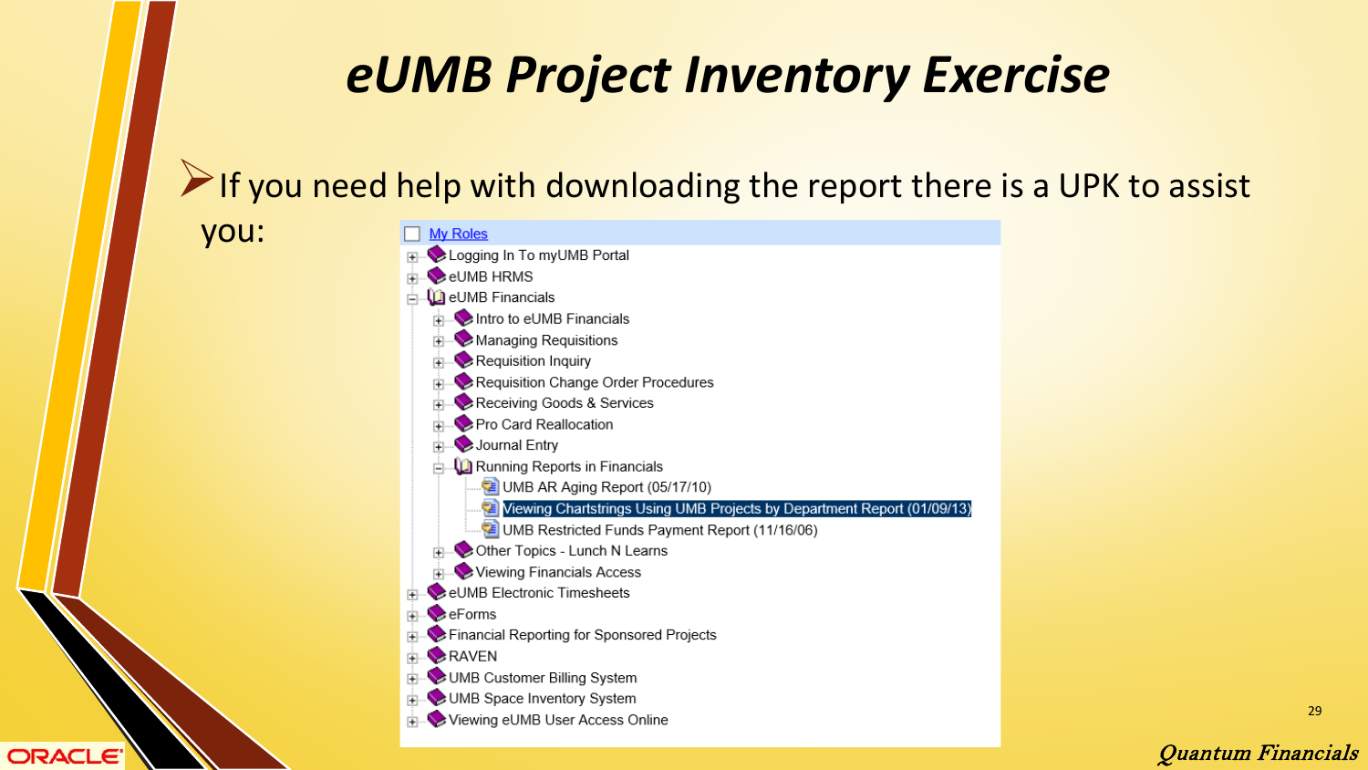# eUMB Project Inventory Exercise

- If you need help with downloading the report there is a UPK to assist you:

- My Roles
  - Logging In To myUMB Portal
  - eUMB HRMS
  - eUMB Financials
    - Intro to eUMB Financials
    - Managing Requisitions
    - Requisition Inquiry
    - Requisition Change Order Procedures
    - Receiving Goods & Services
    - Pro Card Reallocation
    - Journal Entry
    - Running Reports in Financials
      - UMB AR Aging Report (05/17/10)
      - Viewing Chartstrings Using UMB Projects by Department Report (01/09/13)
      - UMB Restricted Funds Payment Report (11/16/06)
    - Other Topics - Lunch N Learns
    - Viewing Financials Access
  - eUMB Electronic Timesheets
  - eForms
  - Financial Reporting for Sponsored Projects
  - RAVEN
  - UMB Customer Billing System
  - UMB Space Inventory System
  - Viewing eUMB User Access Online

*Quantum Financials*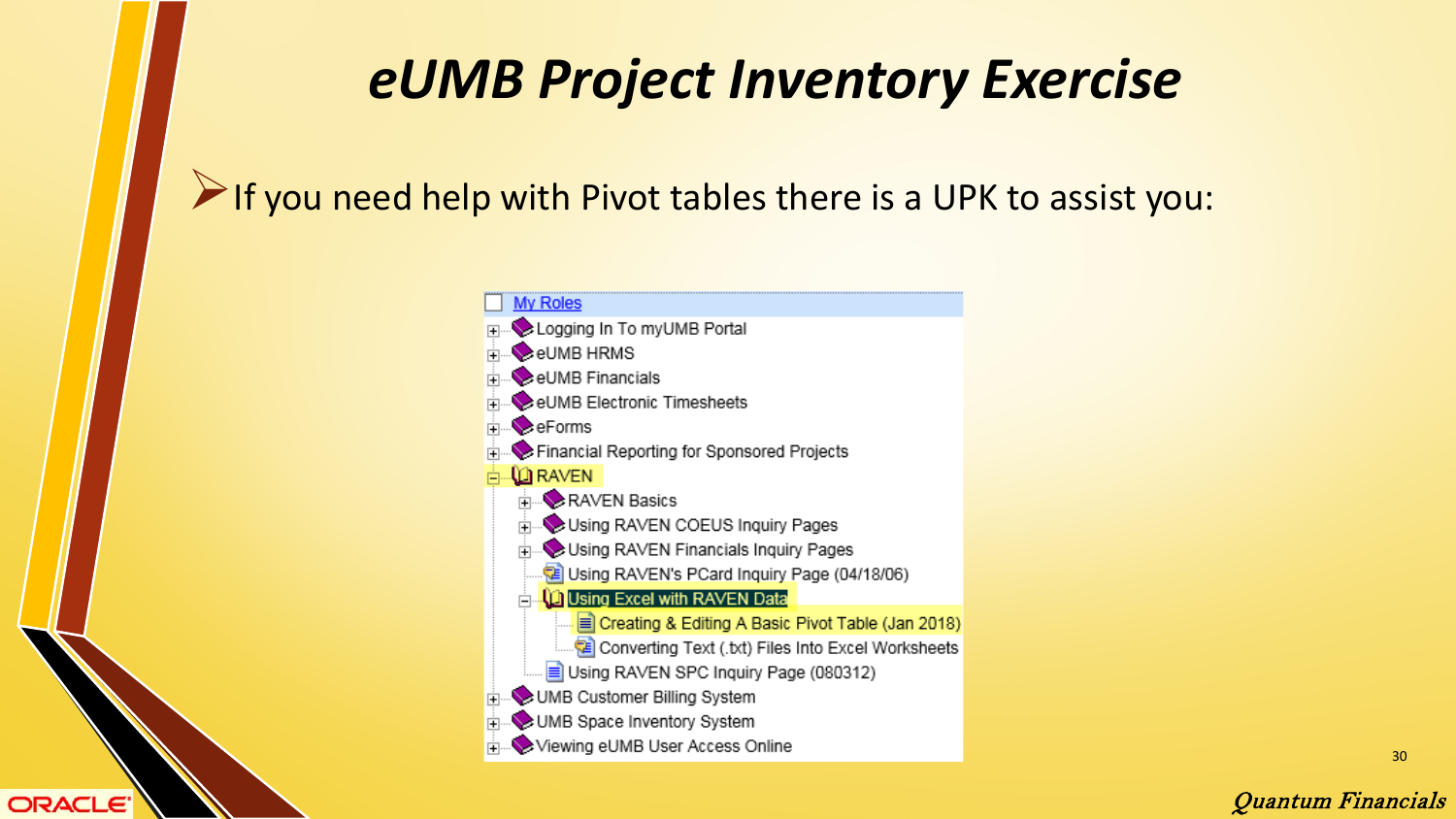# eUMB Project Inventory Exercise

- If you need help with Pivot tables there is a UPK to assist you:

- My Roles
  - Logging In To myUMB Portal
  - eUMB HRMS
  - eUMB Financials
  - eUMB Electronic Timesheets
  - eForms
  - Financial Reporting for Sponsored Projects
  - RAVEN
    - RAVEN Basics
    - Using RAVEN COEUS Inquiry Pages
    - Using RAVEN Financials Inquiry Pages
    - Using RAVEN's PCard Inquiry Page (04/18/06)
    - Using Excel with RAVEN Data
      - Creating & Editing A Basic Pivot Table (Jan 2018)
      - Converting Text (.txt) Files Into Excel Worksheets
    - Using RAVEN SPC Inquiry Page (080312)
  - UMB Customer Billing System
  - UMB Space Inventory System
  - Viewing eUMB User Access Online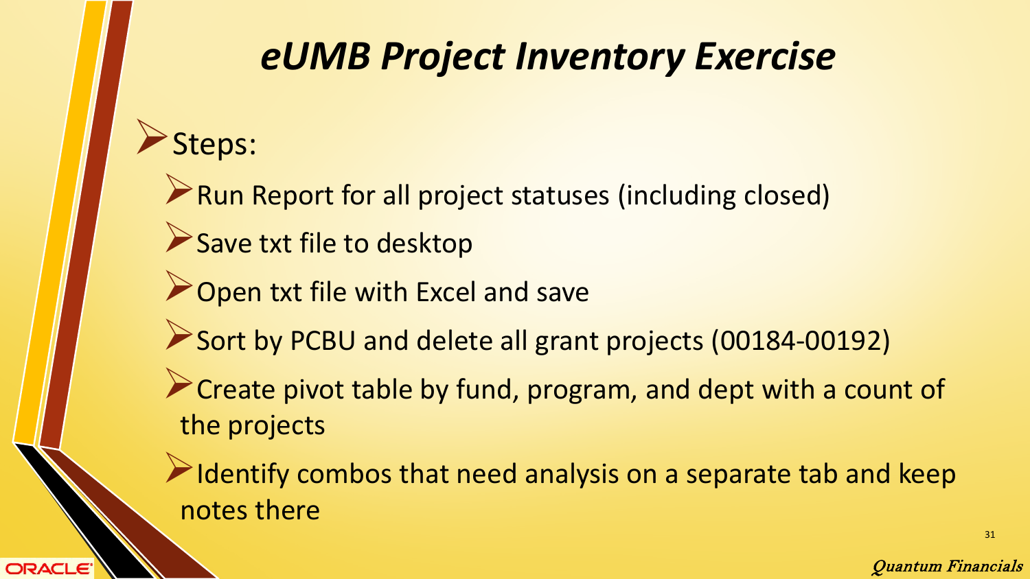# *eUMB Project Inventory Exercise*

- Steps:
  - Run Report for all project statuses (including closed)
  - Save txt file to desktop
  - Open txt file with Excel and save
  - Sort by PCBU and delete all grant projects (00184-00192)
  - Create pivot table by fund, program, and dept with a count of the projects
  - Identify combos that need analysis on a separate tab and keep notes there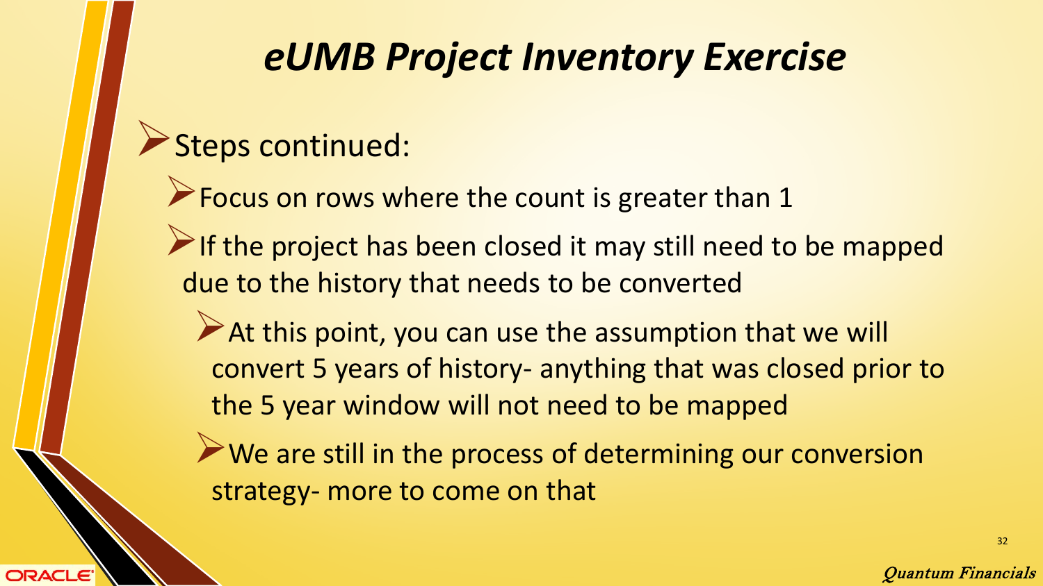# eUMB Project Inventory Exercise

- Steps continued:
  - Focus on rows where the count is greater than 1
  - If the project has been closed it may still need to be mapped due to the history that needs to be converted
    - At this point, you can use the assumption that we will convert 5 years of history- anything that was closed prior to the 5 year window will not need to be mapped
    - We are still in the process of determining our conversion strategy- more to come on that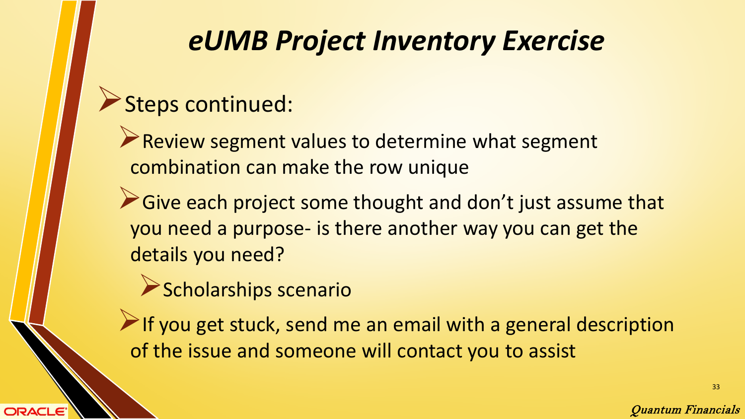# eUMB Project Inventory Exercise

- Steps continued:
  - Review segment values to determine what segment combination can make the row unique
  - Give each project some thought and don't just assume that you need a purpose- is there another way you can get the details you need?
    - Scholarships scenario
  - If you get stuck, send me an email with a general description of the issue and someone will contact you to assist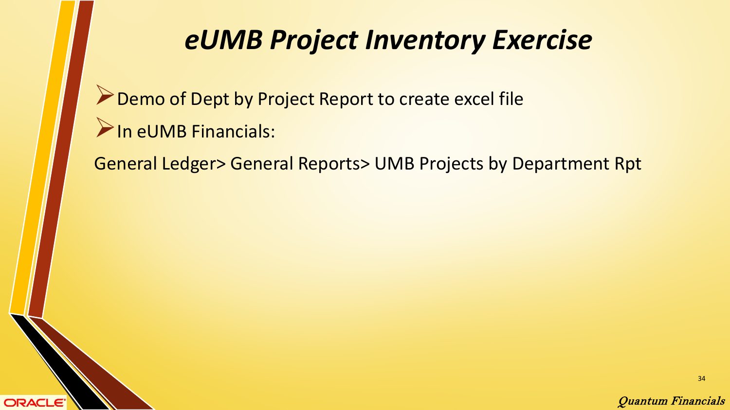# *eUMB Project Inventory Exercise*

- Demo of Dept by Project Report to create excel file
- In eUMB Financials:

General Ledger> General Reports> UMB Projects by Department Rpt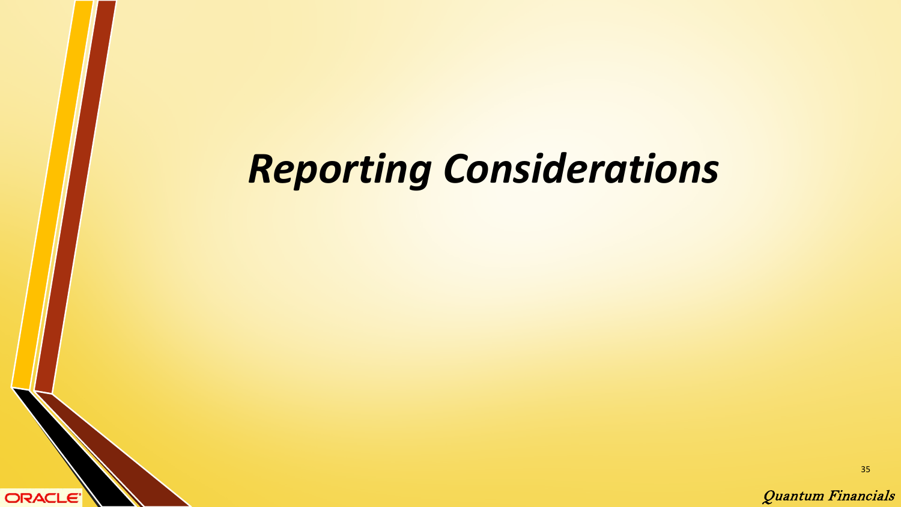# *Reporting Considerations*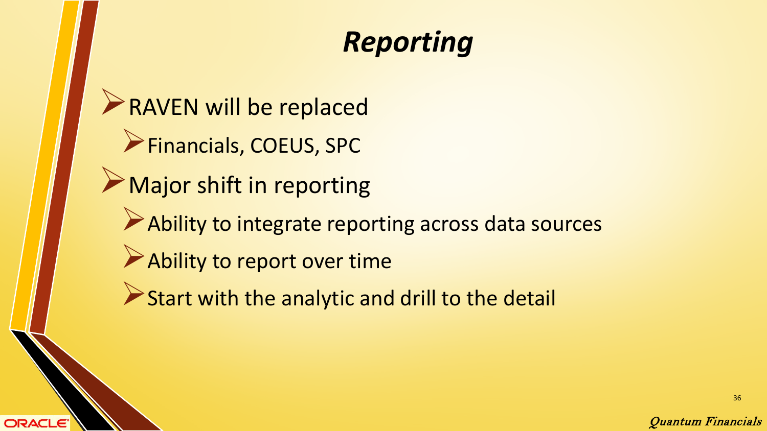# *Reporting*

- RAVEN will be replaced
  - Financials, COEUS, SPC
- Major shift in reporting
  - Ability to integrate reporting across data sources
  - Ability to report over time
  - Start with the analytic and drill to the detail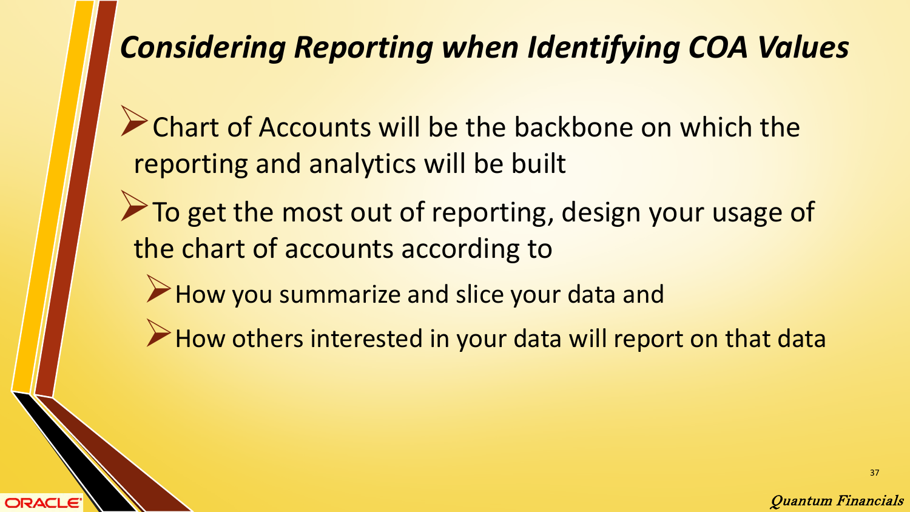# *Considering Reporting when Identifying COA Values*

- Chart of Accounts will be the backbone on which the reporting and analytics will be built
- To get the most out of reporting, design your usage of the chart of accounts according to
  - How you summarize and slice your data and
  - How others interested in your data will report on that data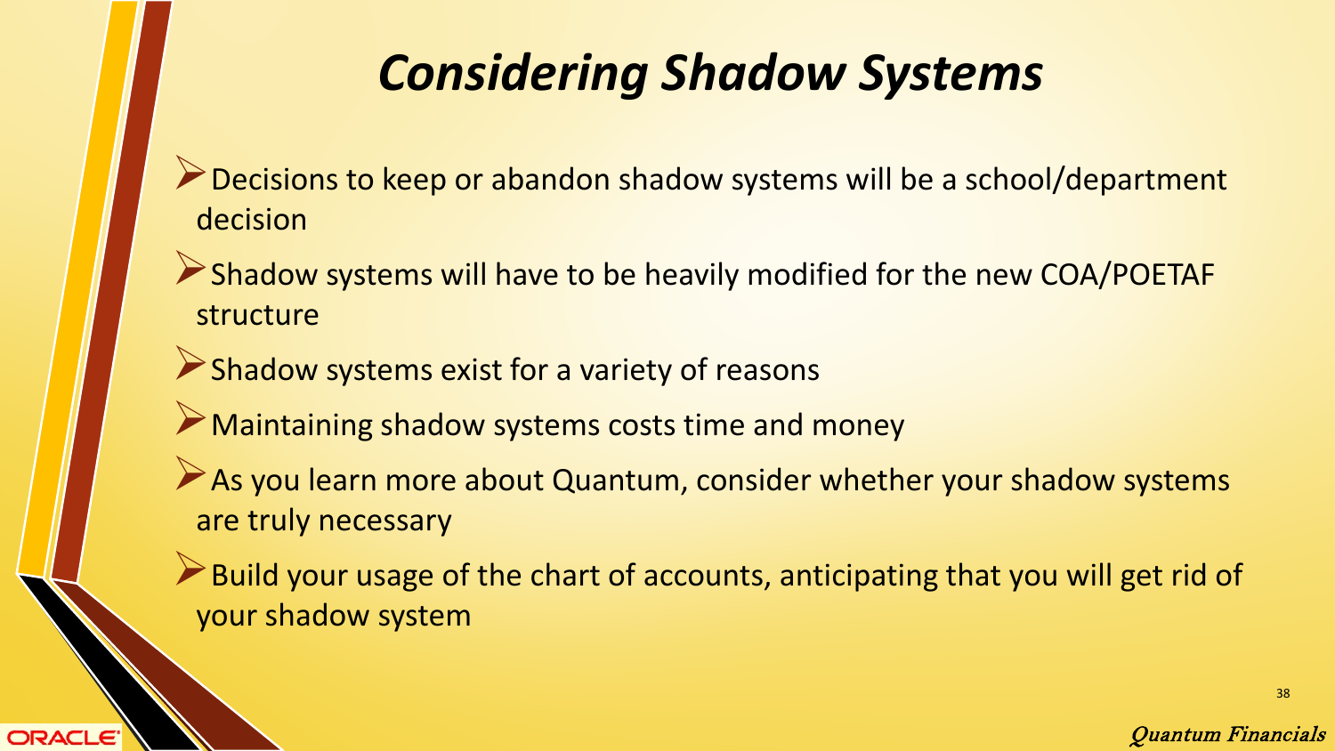# *Considering Shadow Systems*

- Decisions to keep or abandon shadow systems will be a school/department decision
- Shadow systems will have to be heavily modified for the new COA/POETAF structure
- Shadow systems exist for a variety of reasons
- Maintaining shadow systems costs time and money
- As you learn more about Quantum, consider whether your shadow systems are truly necessary
- Build your usage of the chart of accounts, anticipating that you will get rid of your shadow system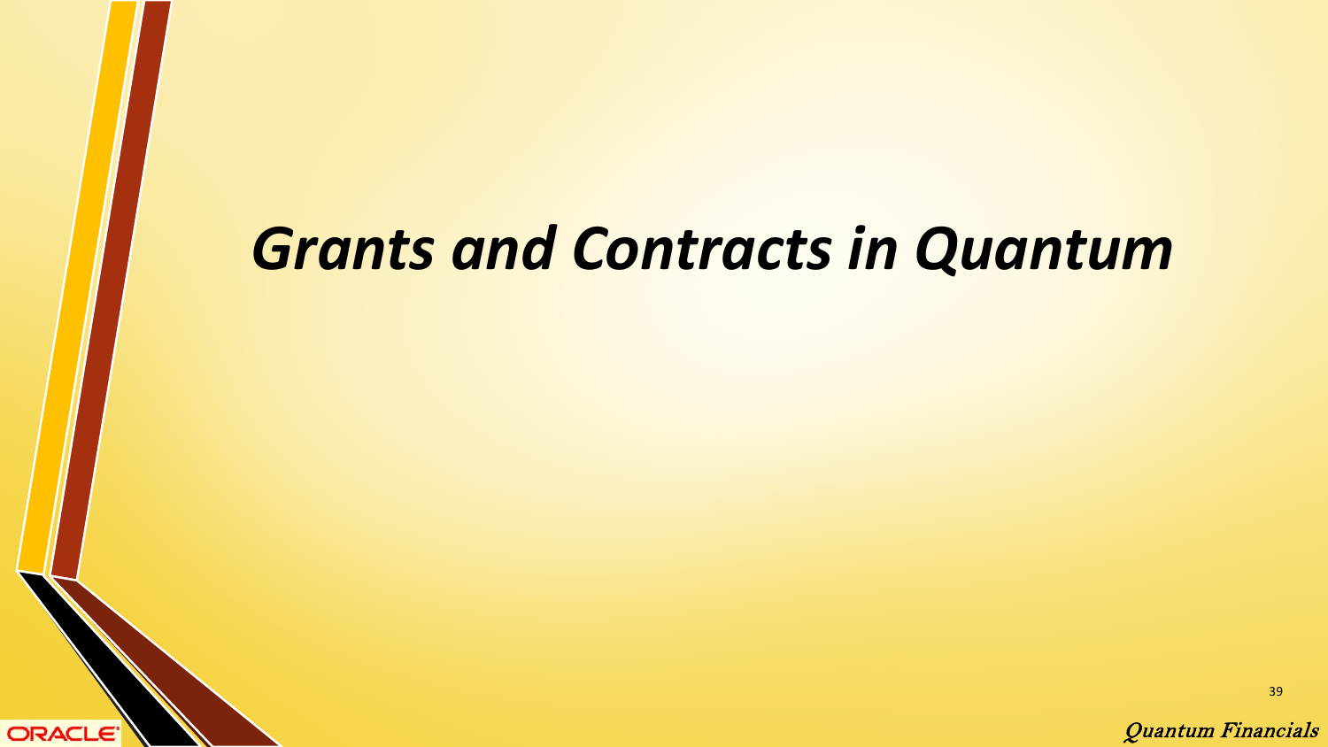# *Grants and Contracts in Quantum*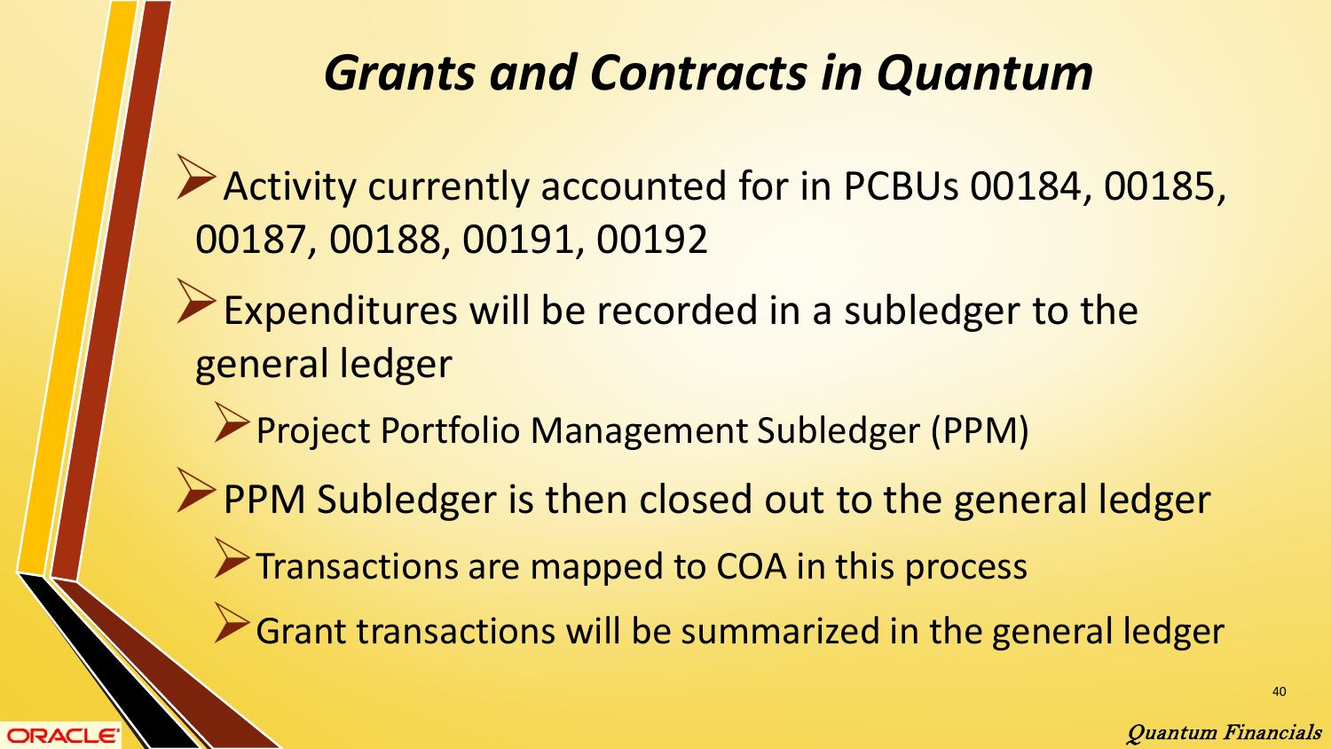# *Grants and Contracts in Quantum*

- Activity currently accounted for in PCBUs 00184, 00185, 00187, 00188, 00191, 00192
- Expenditures will be recorded in a subledger to the general ledger
  - Project Portfolio Management Subledger (PPM)
- PPM Subledger is then closed out to the general ledger
  - Transactions are mapped to COA in this process
  - Grant transactions will be summarized in the general ledger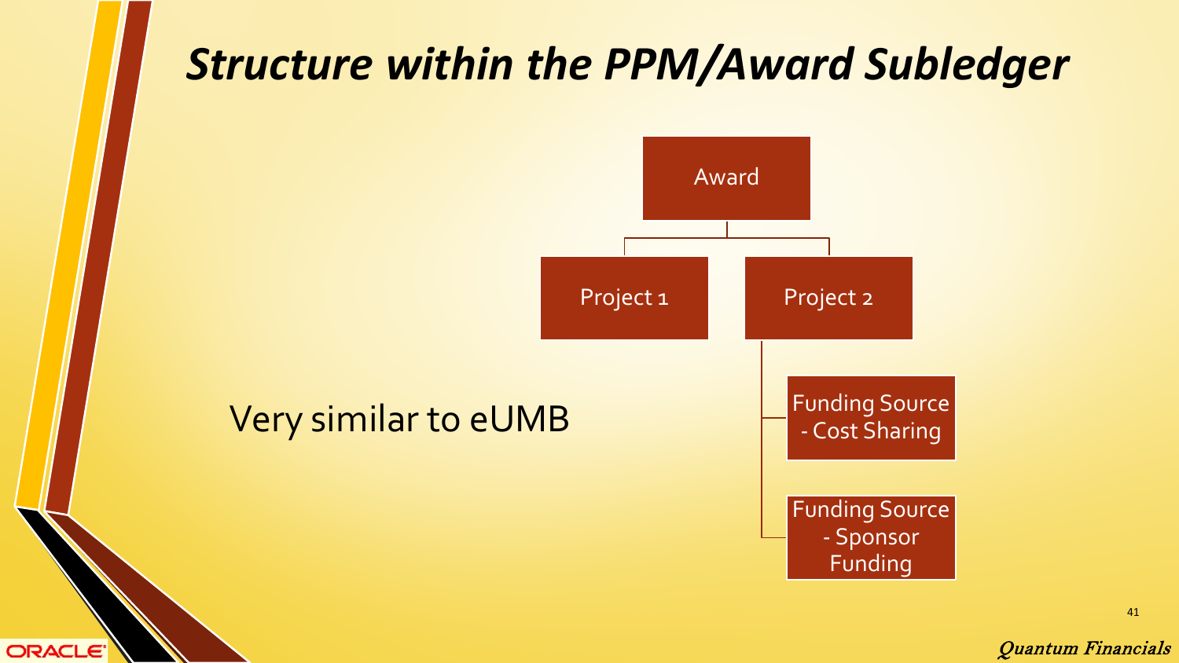# *Structure within the PPM/Award Subledger*

Very similar to eUMB

- Award
  - Project 1
  - Project 2
    - Funding Source - Cost Sharing
    - Funding Source - Sponsor Funding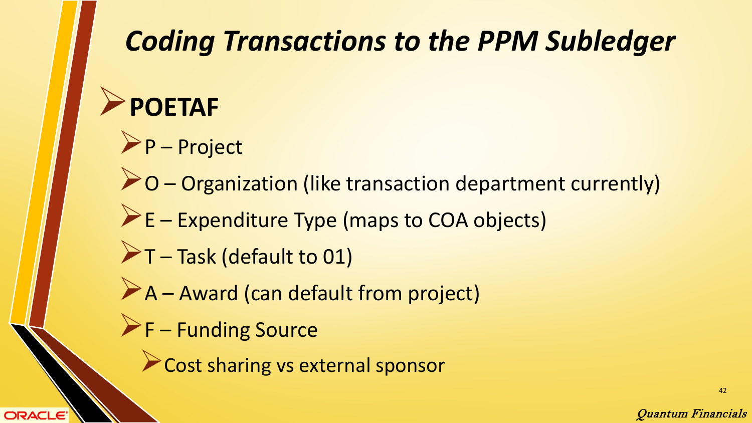# *Coding Transactions to the PPM Subledger*

- **POETAF**
  - P – Project
  - O – Organization (like transaction department currently)
  - E – Expenditure Type (maps to COA objects)
  - T – Task (default to 01)
  - A – Award (can default from project)
  - F – Funding Source
    - Cost sharing vs external sponsor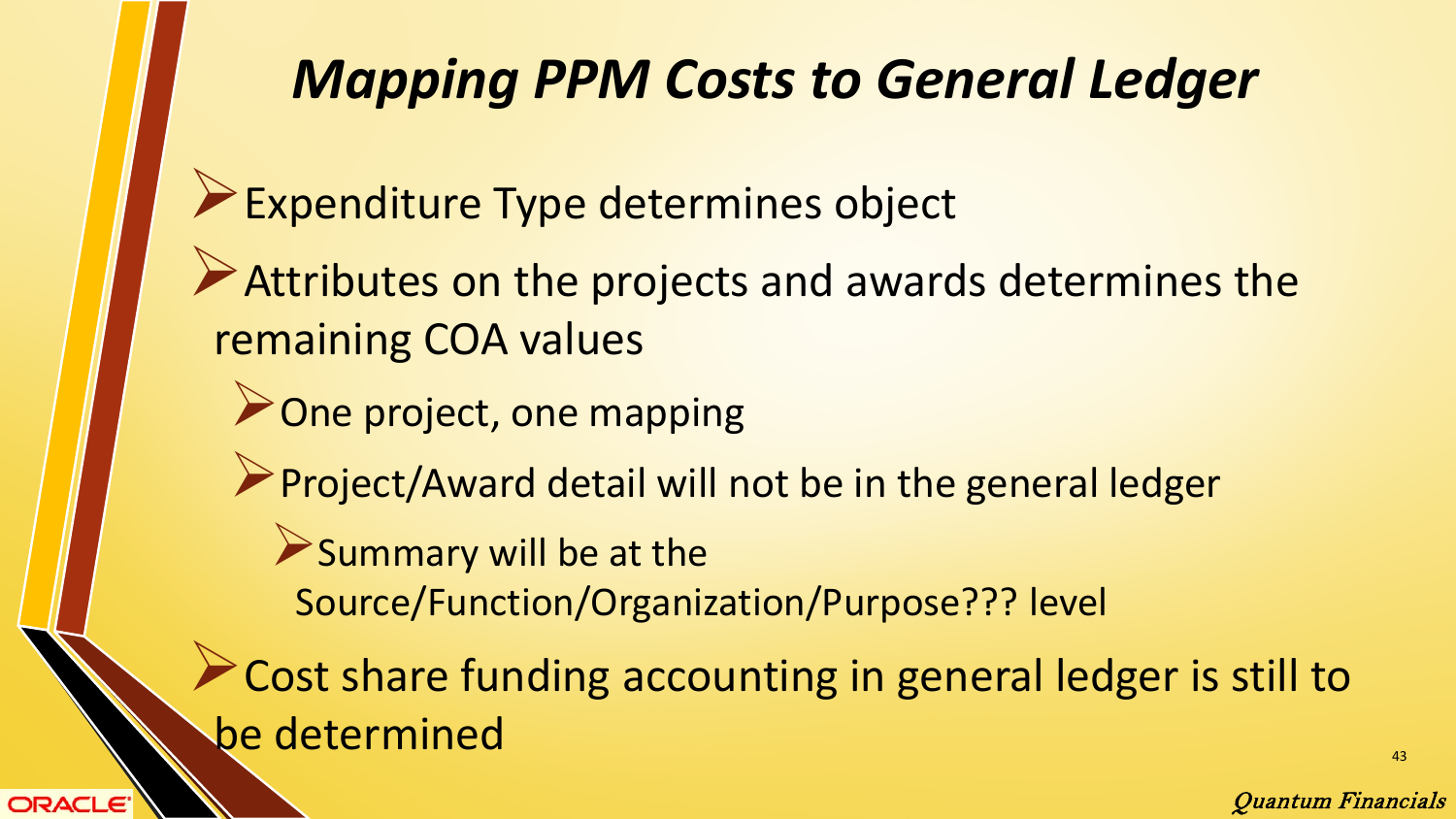# *Mapping PPM Costs to General Ledger*

- Expenditure Type determines object
- Attributes on the projects and awards determines the remaining COA values
  - One project, one mapping
  - Project/Award detail will not be in the general ledger
    - Summary will be at the Source/Function/Organization/Purpose??? level
- Cost share funding accounting in general ledger is still to be determined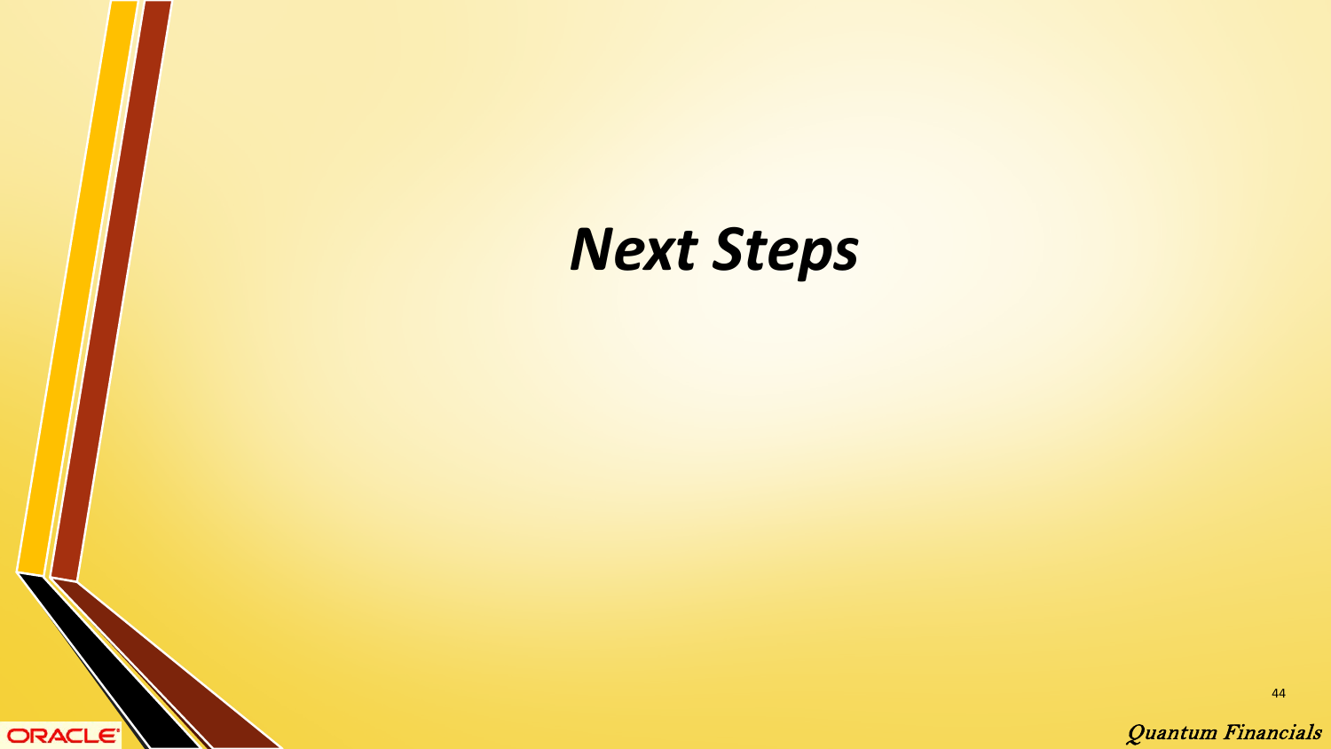# ***Next Steps***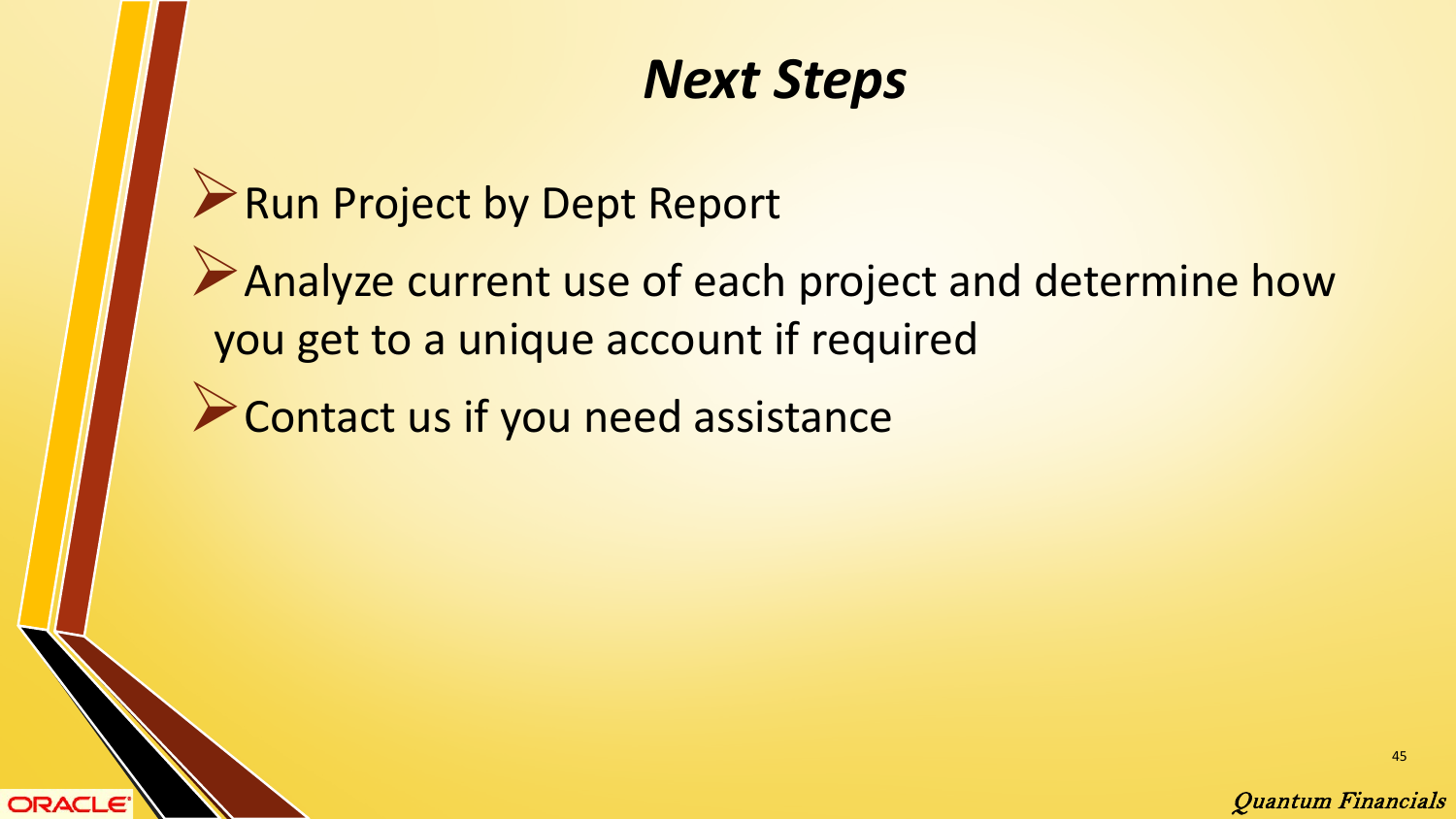# *Next Steps*

- Run Project by Dept Report
- Analyze current use of each project and determine how you get to a unique account if required
- Contact us if you need assistance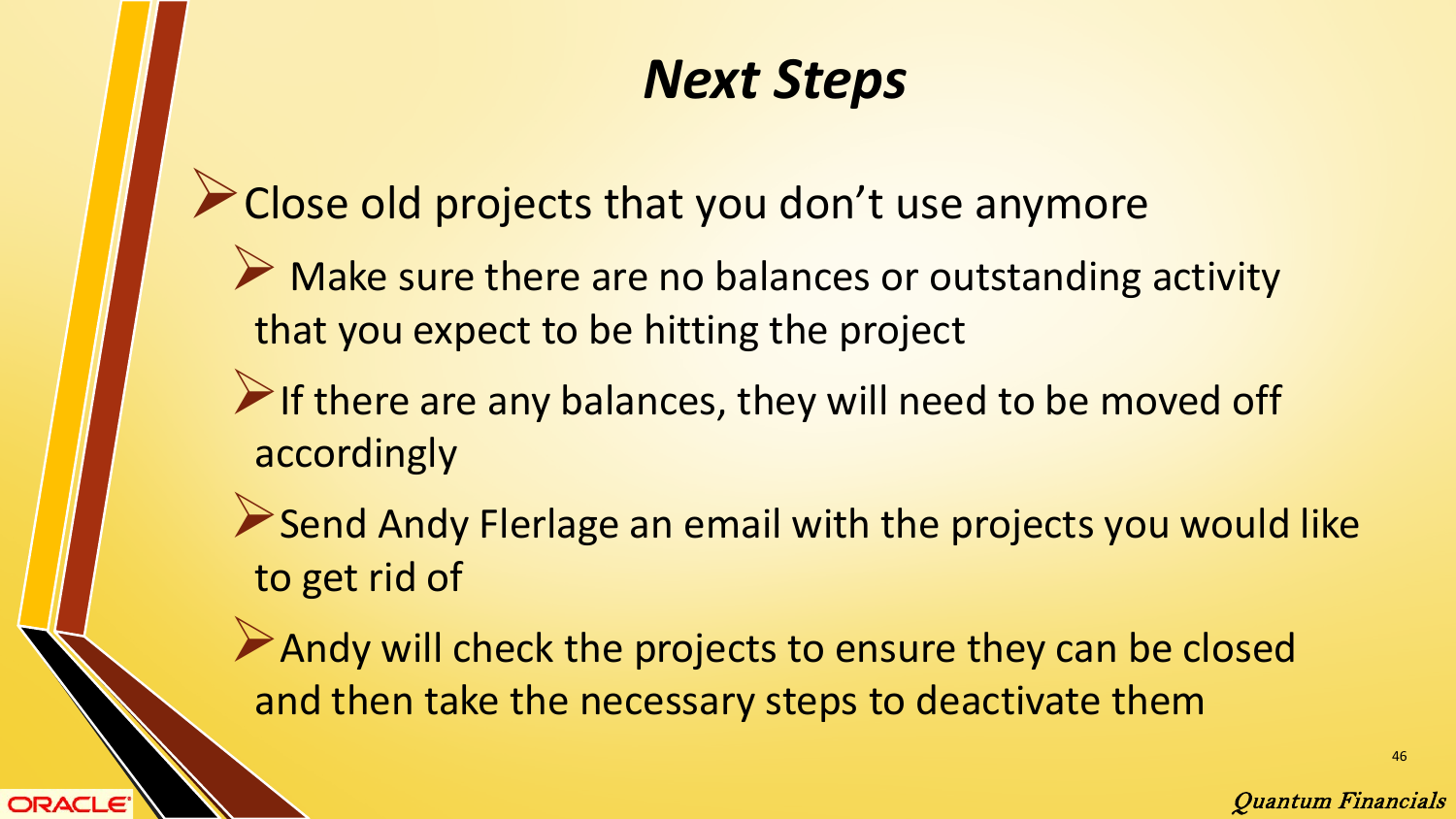# *Next Steps*

- Close old projects that you don't use anymore
  - Make sure there are no balances or outstanding activity that you expect to be hitting the project
  - If there are any balances, they will need to be moved off accordingly
  - Send Andy Flerlage an email with the projects you would like to get rid of
  - Andy will check the projects to ensure they can be closed and then take the necessary steps to deactivate them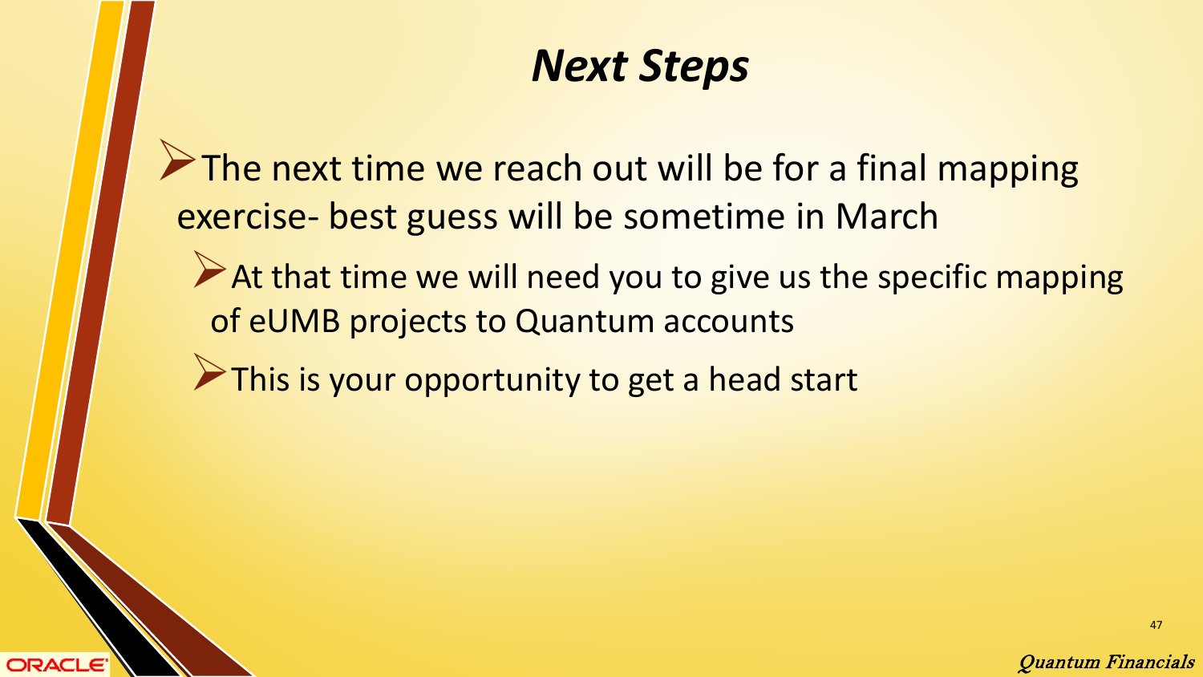# *Next Steps*

- The next time we reach out will be for a final mapping exercise- best guess will be sometime in March
  - At that time we will need you to give us the specific mapping of eUMB projects to Quantum accounts
  - This is your opportunity to get a head start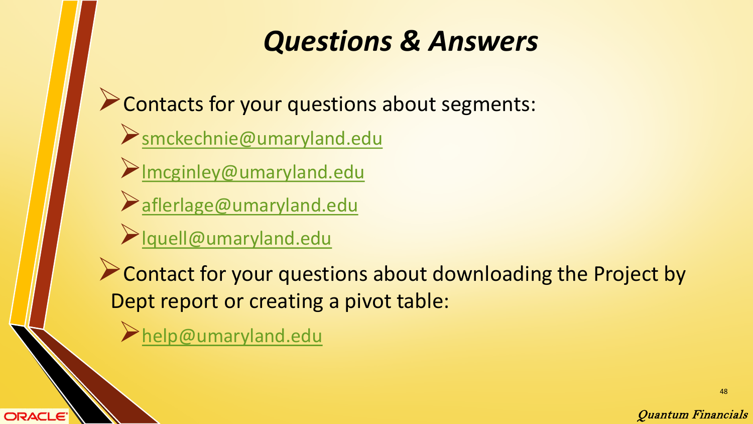# *Questions & Answers*

- Contacts for your questions about segments:
  - smckechnie@umaryland.edu
  - lmcginley@umaryland.edu
  - aflerlage@umaryland.edu
  - lquell@umaryland.edu
- Contact for your questions about downloading the Project by Dept report or creating a pivot table:
  - help@umaryland.edu